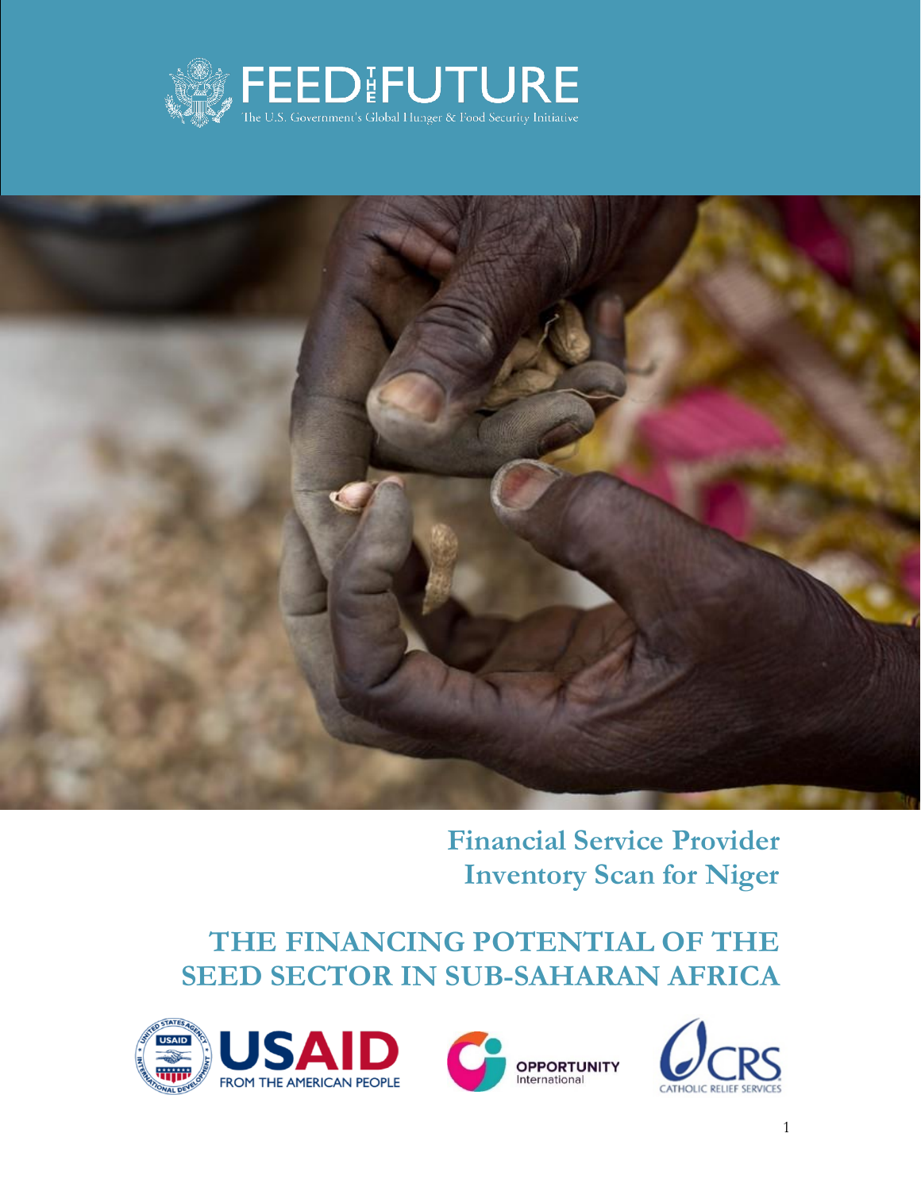FEED THE FUTURE

The U.S. Government's Global Hunger & Food Security Initiative

# Financial Service Provider Inventory Scan for Niger

# THE FINANCING POTENTIAL OF THE SEED SECTOR IN SUB-SAHARAN AFRICA

USAID FROM THE AMERICAN PEOPLE

OPPORTUNITY International

CRS CATHOLIC RELIEF SERVICES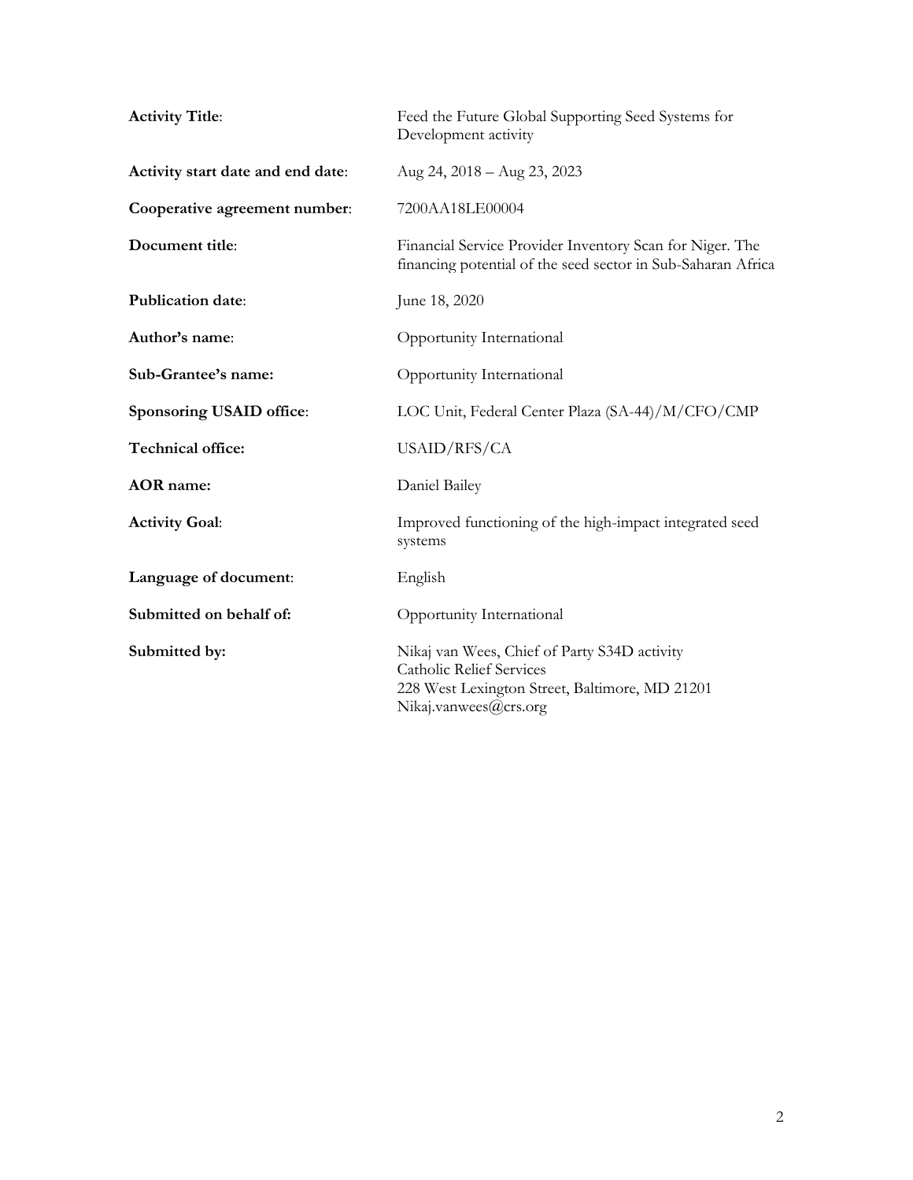| | |
|---|---|
| **Activity Title**: | Feed the Future Global Supporting Seed Systems for Development activity |
| **Activity start date and end date**: | Aug 24, 2018 – Aug 23, 2023 |
| **Cooperative agreement number**: | 7200AA18LE00004 |
| **Document title**: | Financial Service Provider Inventory Scan for Niger. The financing potential of the seed sector in Sub-Saharan Africa |
| **Publication date**: | June 18, 2020 |
| **Author's name**: | Opportunity International |
| **Sub-Grantee's name:** | Opportunity International |
| **Sponsoring USAID office**: | LOC Unit, Federal Center Plaza (SA-44)/M/CFO/CMP |
| **Technical office:** | USAID/RFS/CA |
| **AOR name:** | Daniel Bailey |
| **Activity Goal**: | Improved functioning of the high-impact integrated seed systems |
| **Language of document**: | English |
| **Submitted on behalf of:** | Opportunity International |
| **Submitted by:** | Nikaj van Wees, Chief of Party S34D activity<br>Catholic Relief Services<br>228 West Lexington Street, Baltimore, MD 21201<br>Nikaj.vanwees@crs.org |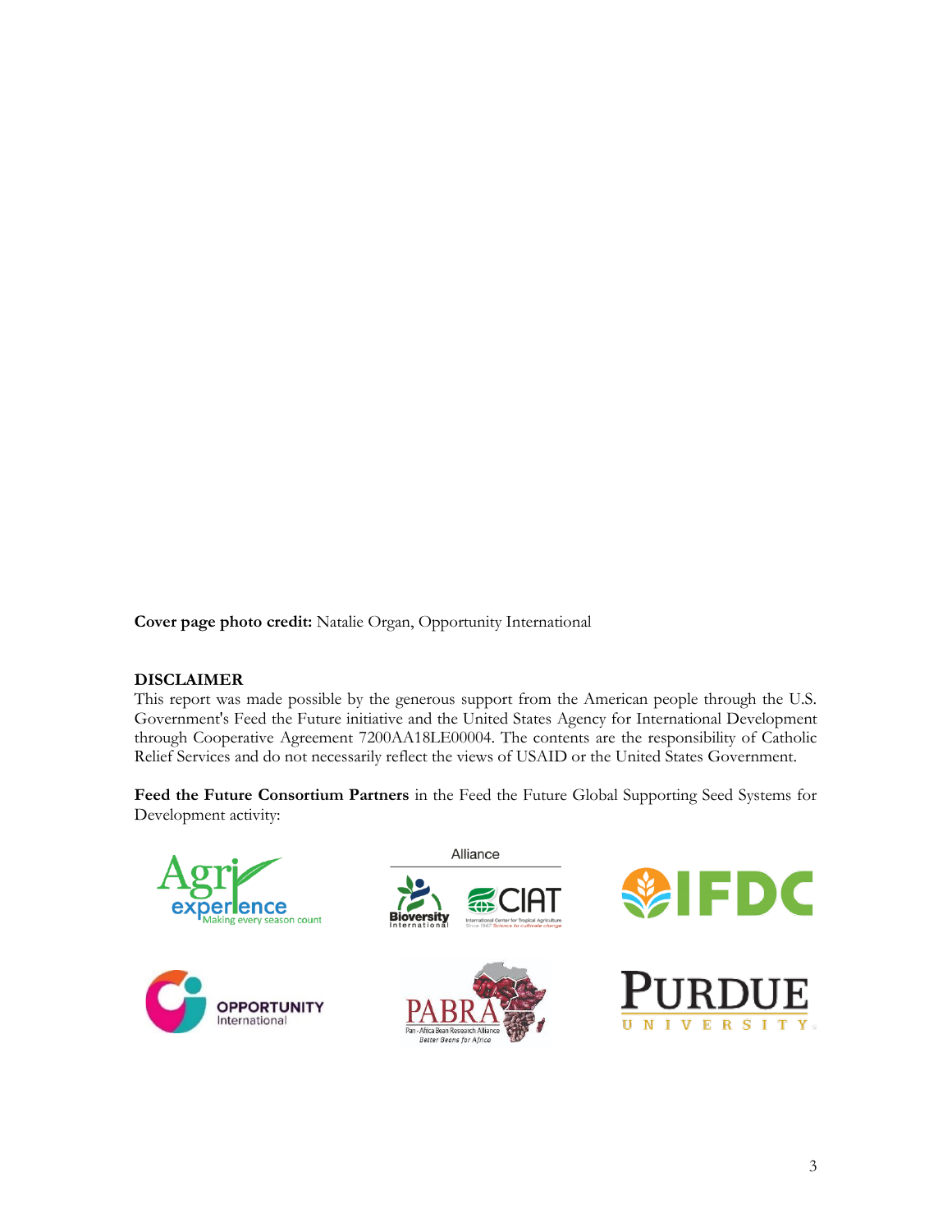**Cover page photo credit:** Natalie Organ, Opportunity International

**DISCLAIMER**

This report was made possible by the generous support from the American people through the U.S. Government's Feed the Future initiative and the United States Agency for International Development through Cooperative Agreement 7200AA18LE00004. The contents are the responsibility of Catholic Relief Services and do not necessarily reflect the views of USAID or the United States Government.

**Feed the Future Consortium Partners** in the Feed the Future Global Supporting Seed Systems for Development activity: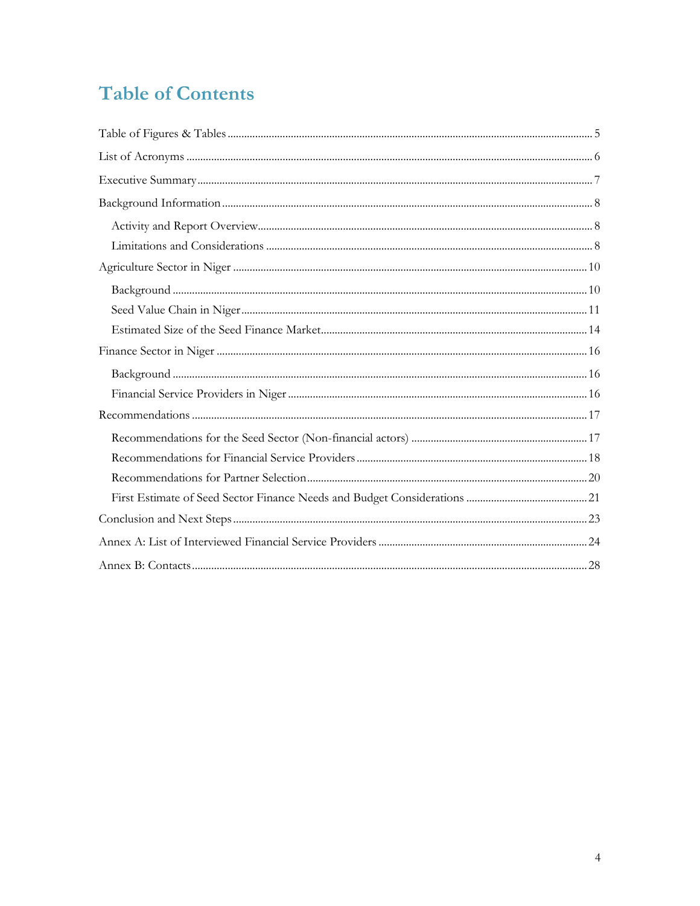# Table of Contents

Table of Figures & Tables ..... 5

List of Acronyms ..... 6

Executive Summary ..... 7

Background Information ..... 8

- Activity and Report Overview ..... 8
- Limitations and Considerations ..... 8

Agriculture Sector in Niger ..... 10

- Background ..... 10
- Seed Value Chain in Niger ..... 11
- Estimated Size of the Seed Finance Market ..... 14

Finance Sector in Niger ..... 16

- Background ..... 16
- Financial Service Providers in Niger ..... 16

Recommendations ..... 17

- Recommendations for the Seed Sector (Non-financial actors) ..... 17
- Recommendations for Financial Service Providers ..... 18
- Recommendations for Partner Selection ..... 20
- First Estimate of Seed Sector Finance Needs and Budget Considerations ..... 21

Conclusion and Next Steps ..... 23

Annex A: List of Interviewed Financial Service Providers ..... 24

Annex B: Contacts ..... 28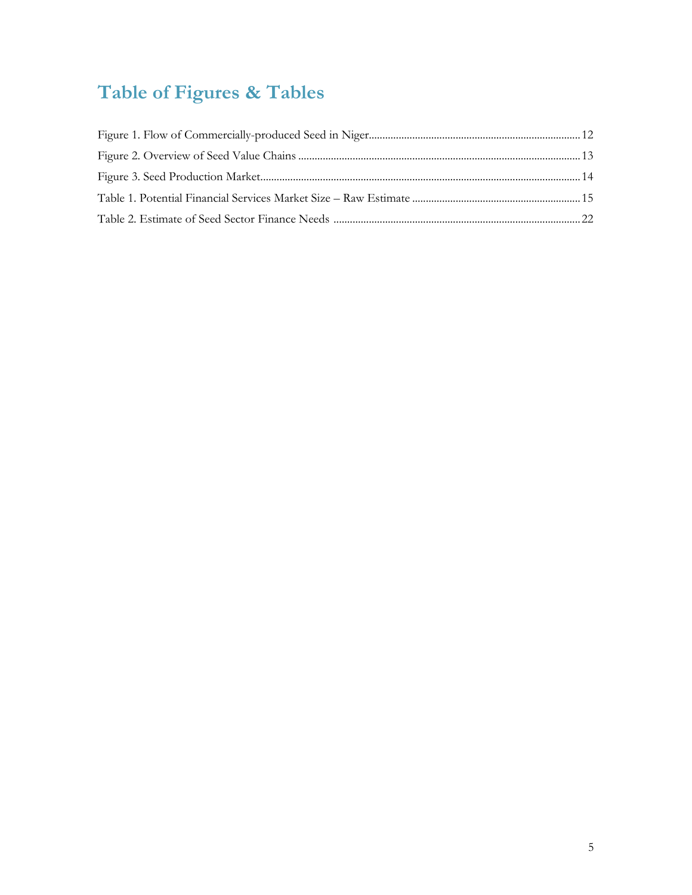# Table of Figures & Tables

Figure 1. Flow of Commercially-produced Seed in Niger .......... 12

Figure 2. Overview of Seed Value Chains .......... 13

Figure 3. Seed Production Market .......... 14

Table 1. Potential Financial Services Market Size – Raw Estimate .......... 15

Table 2. Estimate of Seed Sector Finance Needs .......... 22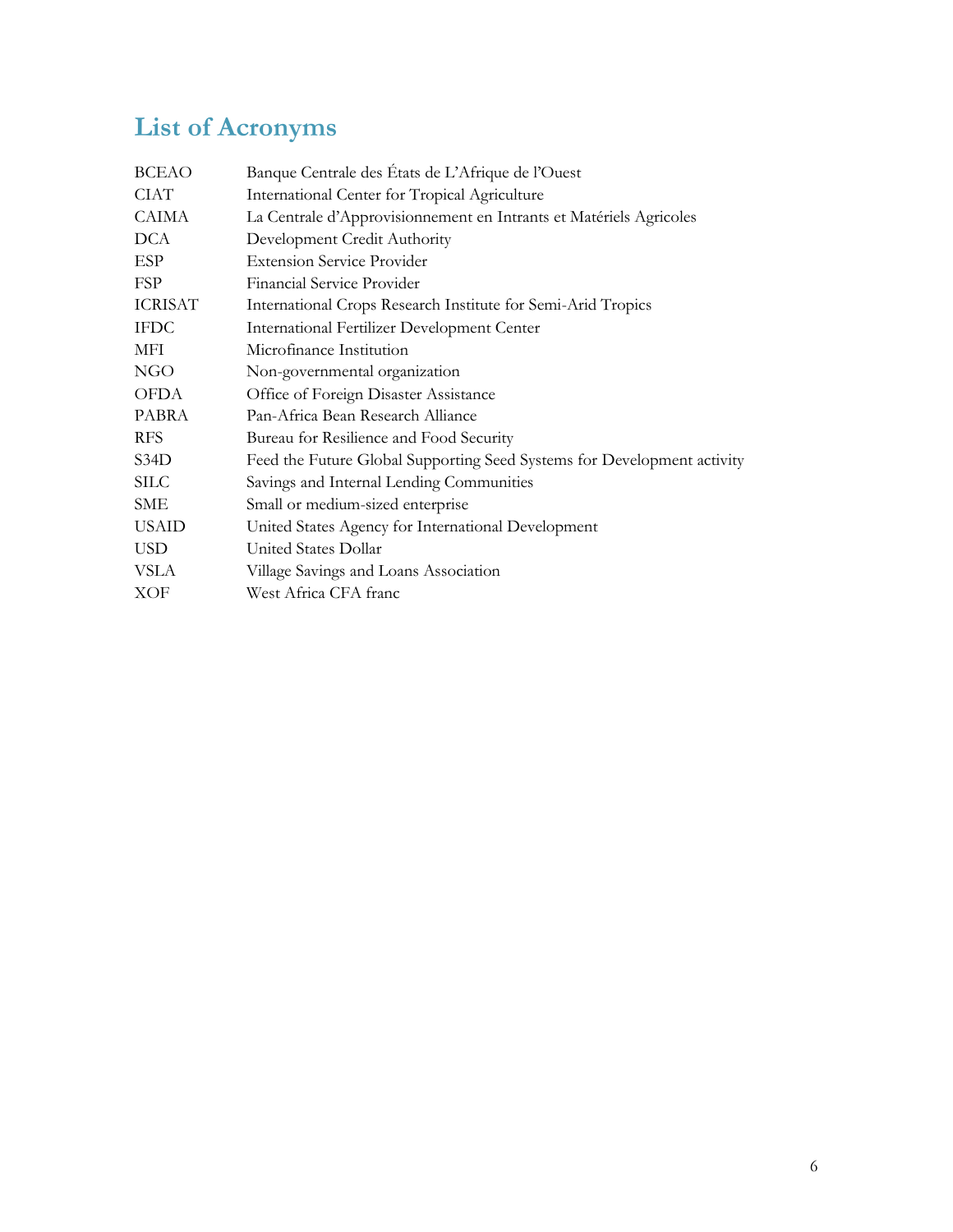# List of Acronyms

| | |
|---|---|
| BCEAO | Banque Centrale des États de L'Afrique de l'Ouest |
| CIAT | International Center for Tropical Agriculture |
| CAIMA | La Centrale d'Approvisionnement en Intrants et Matériels Agricoles |
| DCA | Development Credit Authority |
| ESP | Extension Service Provider |
| FSP | Financial Service Provider |
| ICRISAT | International Crops Research Institute for Semi-Arid Tropics |
| IFDC | International Fertilizer Development Center |
| MFI | Microfinance Institution |
| NGO | Non-governmental organization |
| OFDA | Office of Foreign Disaster Assistance |
| PABRA | Pan-Africa Bean Research Alliance |
| RFS | Bureau for Resilience and Food Security |
| S34D | Feed the Future Global Supporting Seed Systems for Development activity |
| SILC | Savings and Internal Lending Communities |
| SME | Small or medium-sized enterprise |
| USAID | United States Agency for International Development |
| USD | United States Dollar |
| VSLA | Village Savings and Loans Association |
| XOF | West Africa CFA franc |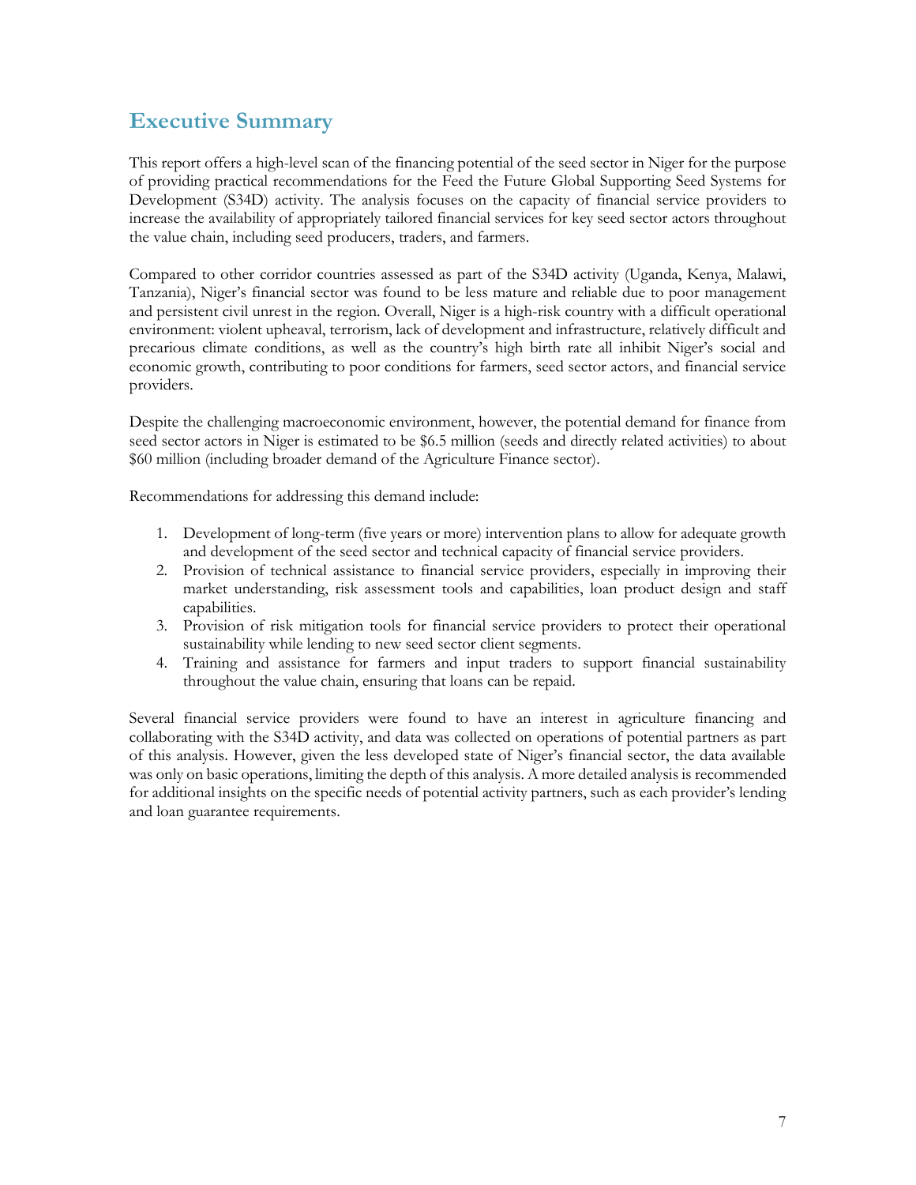## Executive Summary

This report offers a high-level scan of the financing potential of the seed sector in Niger for the purpose of providing practical recommendations for the Feed the Future Global Supporting Seed Systems for Development (S34D) activity. The analysis focuses on the capacity of financial service providers to increase the availability of appropriately tailored financial services for key seed sector actors throughout the value chain, including seed producers, traders, and farmers.

Compared to other corridor countries assessed as part of the S34D activity (Uganda, Kenya, Malawi, Tanzania), Niger's financial sector was found to be less mature and reliable due to poor management and persistent civil unrest in the region. Overall, Niger is a high-risk country with a difficult operational environment: violent upheaval, terrorism, lack of development and infrastructure, relatively difficult and precarious climate conditions, as well as the country's high birth rate all inhibit Niger's social and economic growth, contributing to poor conditions for farmers, seed sector actors, and financial service providers.

Despite the challenging macroeconomic environment, however, the potential demand for finance from seed sector actors in Niger is estimated to be $6.5 million (seeds and directly related activities) to about $60 million (including broader demand of the Agriculture Finance sector).

Recommendations for addressing this demand include:

1. Development of long-term (five years or more) intervention plans to allow for adequate growth and development of the seed sector and technical capacity of financial service providers.
2. Provision of technical assistance to financial service providers, especially in improving their market understanding, risk assessment tools and capabilities, loan product design and staff capabilities.
3. Provision of risk mitigation tools for financial service providers to protect their operational sustainability while lending to new seed sector client segments.
4. Training and assistance for farmers and input traders to support financial sustainability throughout the value chain, ensuring that loans can be repaid.

Several financial service providers were found to have an interest in agriculture financing and collaborating with the S34D activity, and data was collected on operations of potential partners as part of this analysis. However, given the less developed state of Niger's financial sector, the data available was only on basic operations, limiting the depth of this analysis. A more detailed analysis is recommended for additional insights on the specific needs of potential activity partners, such as each provider's lending and loan guarantee requirements.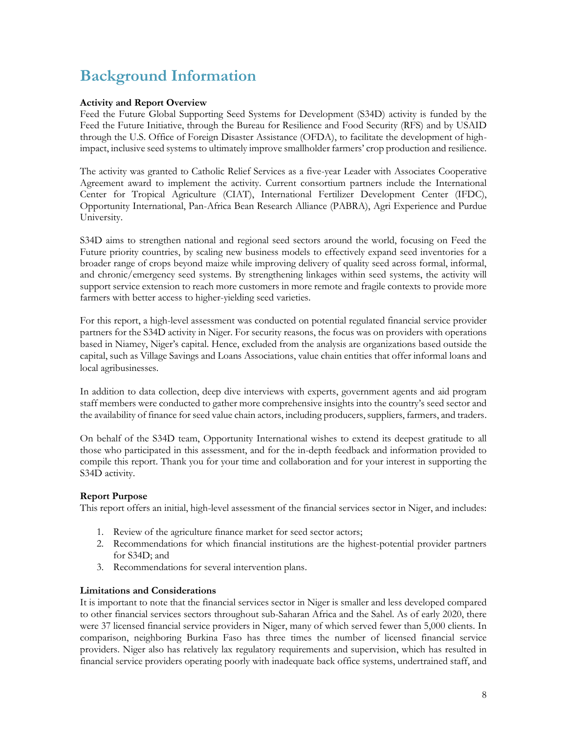# Background Information

**Activity and Report Overview**
Feed the Future Global Supporting Seed Systems for Development (S34D) activity is funded by the Feed the Future Initiative, through the Bureau for Resilience and Food Security (RFS) and by USAID through the U.S. Office of Foreign Disaster Assistance (OFDA), to facilitate the development of high-impact, inclusive seed systems to ultimately improve smallholder farmers' crop production and resilience.

The activity was granted to Catholic Relief Services as a five-year Leader with Associates Cooperative Agreement award to implement the activity. Current consortium partners include the International Center for Tropical Agriculture (CIAT), International Fertilizer Development Center (IFDC), Opportunity International, Pan-Africa Bean Research Alliance (PABRA), Agri Experience and Purdue University.

S34D aims to strengthen national and regional seed sectors around the world, focusing on Feed the Future priority countries, by scaling new business models to effectively expand seed inventories for a broader range of crops beyond maize while improving delivery of quality seed across formal, informal, and chronic/emergency seed systems. By strengthening linkages within seed systems, the activity will support service extension to reach more customers in more remote and fragile contexts to provide more farmers with better access to higher-yielding seed varieties.

For this report, a high-level assessment was conducted on potential regulated financial service provider partners for the S34D activity in Niger. For security reasons, the focus was on providers with operations based in Niamey, Niger's capital. Hence, excluded from the analysis are organizations based outside the capital, such as Village Savings and Loans Associations, value chain entities that offer informal loans and local agribusinesses.

In addition to data collection, deep dive interviews with experts, government agents and aid program staff members were conducted to gather more comprehensive insights into the country's seed sector and the availability of finance for seed value chain actors, including producers, suppliers, farmers, and traders.

On behalf of the S34D team, Opportunity International wishes to extend its deepest gratitude to all those who participated in this assessment, and for the in-depth feedback and information provided to compile this report. Thank you for your time and collaboration and for your interest in supporting the S34D activity.

**Report Purpose**
This report offers an initial, high-level assessment of the financial services sector in Niger, and includes:

1. Review of the agriculture finance market for seed sector actors;
2. Recommendations for which financial institutions are the highest-potential provider partners for S34D; and
3. Recommendations for several intervention plans.

**Limitations and Considerations**
It is important to note that the financial services sector in Niger is smaller and less developed compared to other financial services sectors throughout sub-Saharan Africa and the Sahel. As of early 2020, there were 37 licensed financial service providers in Niger, many of which served fewer than 5,000 clients. In comparison, neighboring Burkina Faso has three times the number of licensed financial service providers. Niger also has relatively lax regulatory requirements and supervision, which has resulted in financial service providers operating poorly with inadequate back office systems, undertrained staff, and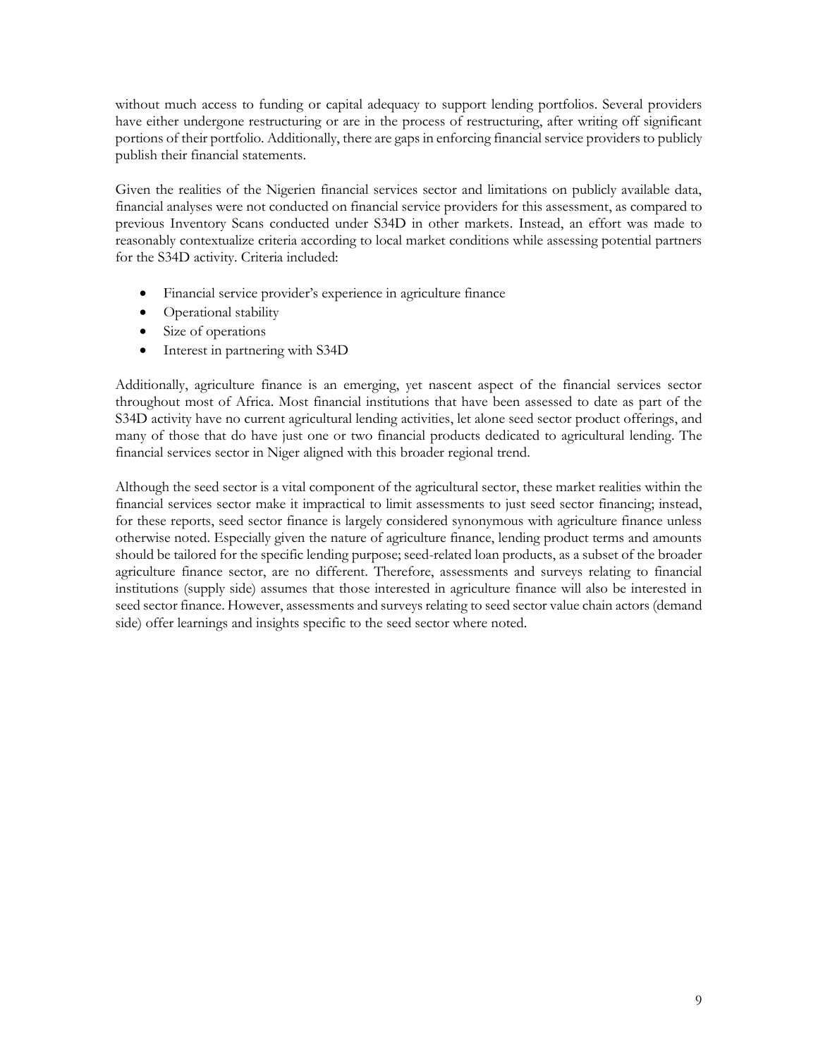without much access to funding or capital adequacy to support lending portfolios. Several providers have either undergone restructuring or are in the process of restructuring, after writing off significant portions of their portfolio. Additionally, there are gaps in enforcing financial service providers to publicly publish their financial statements.

Given the realities of the Nigerien financial services sector and limitations on publicly available data, financial analyses were not conducted on financial service providers for this assessment, as compared to previous Inventory Scans conducted under S34D in other markets. Instead, an effort was made to reasonably contextualize criteria according to local market conditions while assessing potential partners for the S34D activity. Criteria included:

- Financial service provider's experience in agriculture finance
- Operational stability
- Size of operations
- Interest in partnering with S34D

Additionally, agriculture finance is an emerging, yet nascent aspect of the financial services sector throughout most of Africa. Most financial institutions that have been assessed to date as part of the S34D activity have no current agricultural lending activities, let alone seed sector product offerings, and many of those that do have just one or two financial products dedicated to agricultural lending. The financial services sector in Niger aligned with this broader regional trend.

Although the seed sector is a vital component of the agricultural sector, these market realities within the financial services sector make it impractical to limit assessments to just seed sector financing; instead, for these reports, seed sector finance is largely considered synonymous with agriculture finance unless otherwise noted. Especially given the nature of agriculture finance, lending product terms and amounts should be tailored for the specific lending purpose; seed-related loan products, as a subset of the broader agriculture finance sector, are no different. Therefore, assessments and surveys relating to financial institutions (supply side) assumes that those interested in agriculture finance will also be interested in seed sector finance. However, assessments and surveys relating to seed sector value chain actors (demand side) offer learnings and insights specific to the seed sector where noted.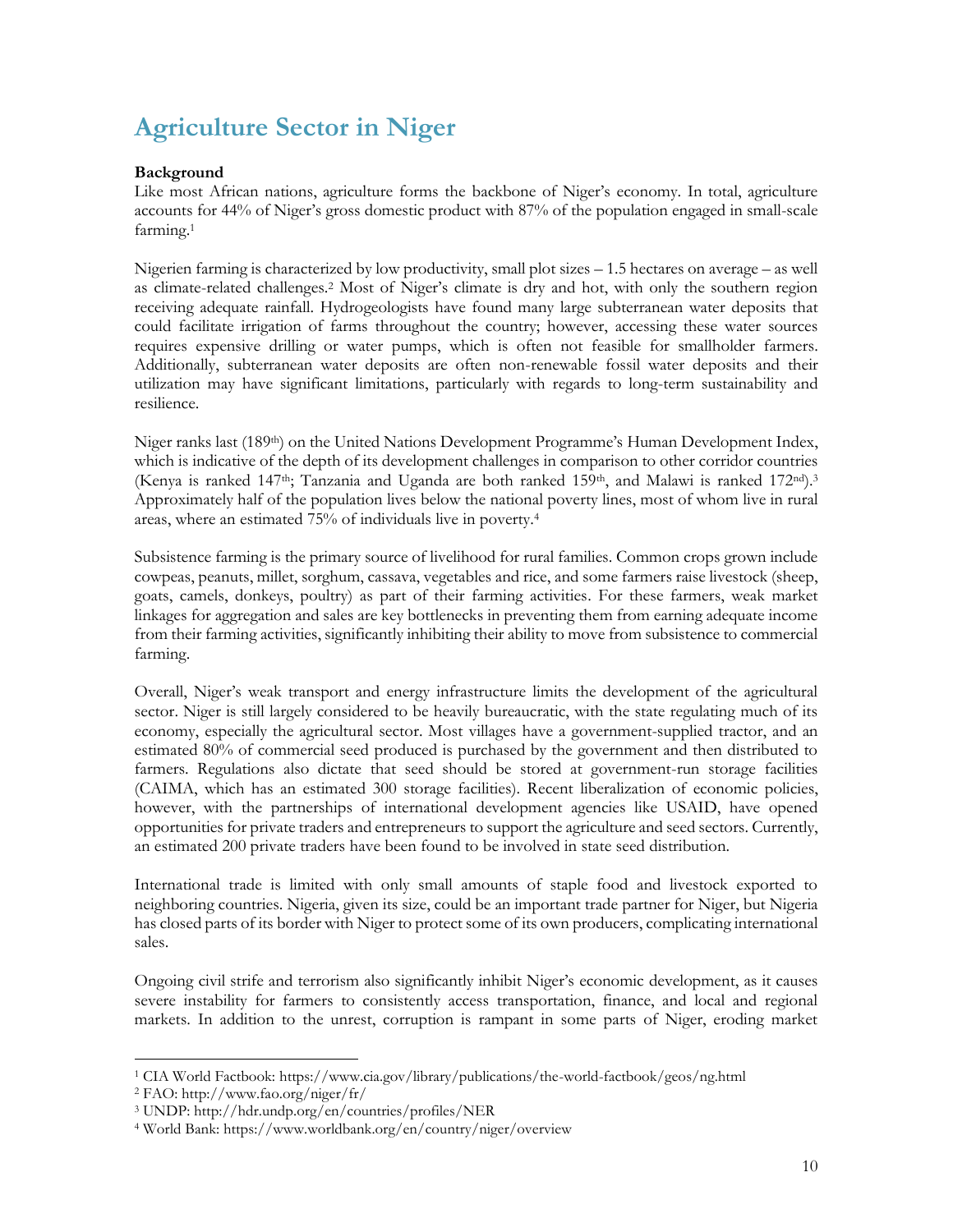# Agriculture Sector in Niger

**Background**

Like most African nations, agriculture forms the backbone of Niger's economy. In total, agriculture accounts for 44% of Niger's gross domestic product with 87% of the population engaged in small-scale farming.[1]

Nigerien farming is characterized by low productivity, small plot sizes – 1.5 hectares on average – as well as climate-related challenges.[2] Most of Niger's climate is dry and hot, with only the southern region receiving adequate rainfall. Hydrogeologists have found many large subterranean water deposits that could facilitate irrigation of farms throughout the country; however, accessing these water sources requires expensive drilling or water pumps, which is often not feasible for smallholder farmers. Additionally, subterranean water deposits are often non-renewable fossil water deposits and their utilization may have significant limitations, particularly with regards to long-term sustainability and resilience.

Niger ranks last (189th) on the United Nations Development Programme's Human Development Index, which is indicative of the depth of its development challenges in comparison to other corridor countries (Kenya is ranked 147th; Tanzania and Uganda are both ranked 159th, and Malawi is ranked 172nd).[3] Approximately half of the population lives below the national poverty lines, most of whom live in rural areas, where an estimated 75% of individuals live in poverty.[4]

Subsistence farming is the primary source of livelihood for rural families. Common crops grown include cowpeas, peanuts, millet, sorghum, cassava, vegetables and rice, and some farmers raise livestock (sheep, goats, camels, donkeys, poultry) as part of their farming activities. For these farmers, weak market linkages for aggregation and sales are key bottlenecks in preventing them from earning adequate income from their farming activities, significantly inhibiting their ability to move from subsistence to commercial farming.

Overall, Niger's weak transport and energy infrastructure limits the development of the agricultural sector. Niger is still largely considered to be heavily bureaucratic, with the state regulating much of its economy, especially the agricultural sector. Most villages have a government-supplied tractor, and an estimated 80% of commercial seed produced is purchased by the government and then distributed to farmers. Regulations also dictate that seed should be stored at government-run storage facilities (CAIMA, which has an estimated 300 storage facilities). Recent liberalization of economic policies, however, with the partnerships of international development agencies like USAID, have opened opportunities for private traders and entrepreneurs to support the agriculture and seed sectors. Currently, an estimated 200 private traders have been found to be involved in state seed distribution.

International trade is limited with only small amounts of staple food and livestock exported to neighboring countries. Nigeria, given its size, could be an important trade partner for Niger, but Nigeria has closed parts of its border with Niger to protect some of its own producers, complicating international sales.

Ongoing civil strife and terrorism also significantly inhibit Niger's economic development, as it causes severe instability for farmers to consistently access transportation, finance, and local and regional markets. In addition to the unrest, corruption is rampant in some parts of Niger, eroding market

---

[1] CIA World Factbook: https://www.cia.gov/library/publications/the-world-factbook/geos/ng.html

[2] FAO: http://www.fao.org/niger/fr/

[3] UNDP: http://hdr.undp.org/en/countries/profiles/NER

[4] World Bank: https://www.worldbank.org/en/country/niger/overview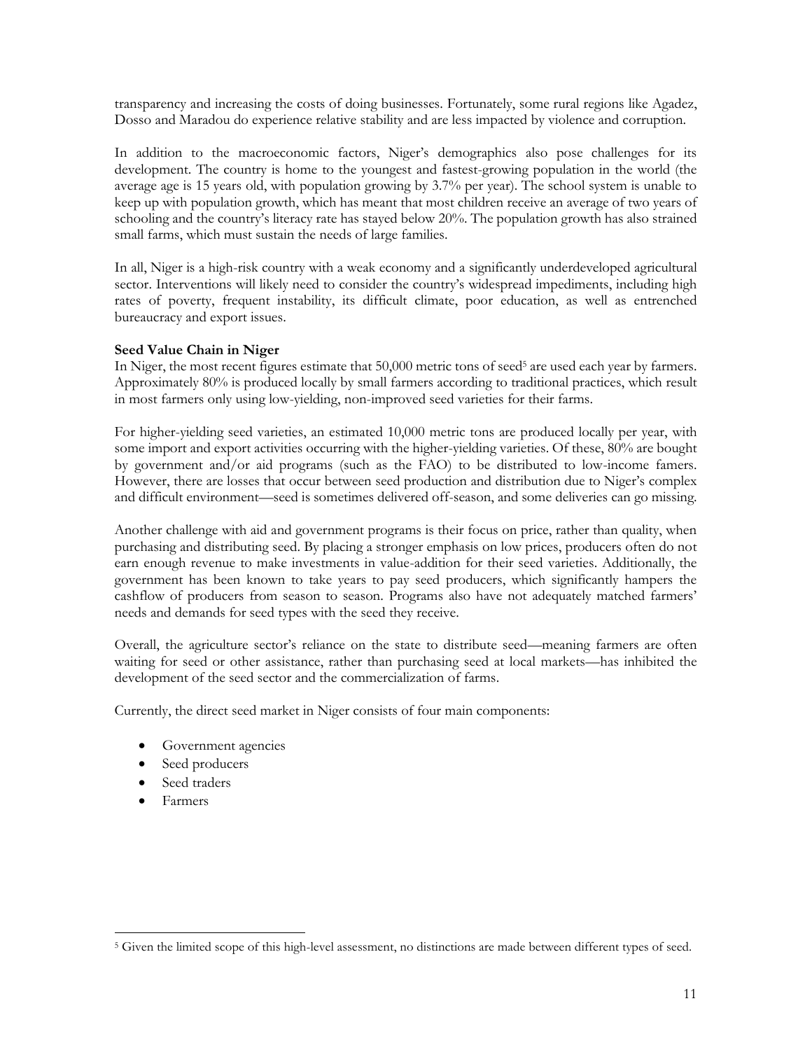transparency and increasing the costs of doing businesses. Fortunately, some rural regions like Agadez, Dosso and Maradou do experience relative stability and are less impacted by violence and corruption.

In addition to the macroeconomic factors, Niger's demographics also pose challenges for its development. The country is home to the youngest and fastest-growing population in the world (the average age is 15 years old, with population growing by 3.7% per year). The school system is unable to keep up with population growth, which has meant that most children receive an average of two years of schooling and the country's literacy rate has stayed below 20%. The population growth has also strained small farms, which must sustain the needs of large families.

In all, Niger is a high-risk country with a weak economy and a significantly underdeveloped agricultural sector. Interventions will likely need to consider the country's widespread impediments, including high rates of poverty, frequent instability, its difficult climate, poor education, as well as entrenched bureaucracy and export issues.

**Seed Value Chain in Niger**

In Niger, the most recent figures estimate that 50,000 metric tons of seed[5] are used each year by farmers. Approximately 80% is produced locally by small farmers according to traditional practices, which result in most farmers only using low-yielding, non-improved seed varieties for their farms.

For higher-yielding seed varieties, an estimated 10,000 metric tons are produced locally per year, with some import and export activities occurring with the higher-yielding varieties. Of these, 80% are bought by government and/or aid programs (such as the FAO) to be distributed to low-income famers. However, there are losses that occur between seed production and distribution due to Niger's complex and difficult environment—seed is sometimes delivered off-season, and some deliveries can go missing.

Another challenge with aid and government programs is their focus on price, rather than quality, when purchasing and distributing seed. By placing a stronger emphasis on low prices, producers often do not earn enough revenue to make investments in value-addition for their seed varieties. Additionally, the government has been known to take years to pay seed producers, which significantly hampers the cashflow of producers from season to season. Programs also have not adequately matched farmers' needs and demands for seed types with the seed they receive.

Overall, the agriculture sector's reliance on the state to distribute seed—meaning farmers are often waiting for seed or other assistance, rather than purchasing seed at local markets—has inhibited the development of the seed sector and the commercialization of farms.

Currently, the direct seed market in Niger consists of four main components:

- Government agencies
- Seed producers
- Seed traders
- Farmers

[5] Given the limited scope of this high-level assessment, no distinctions are made between different types of seed.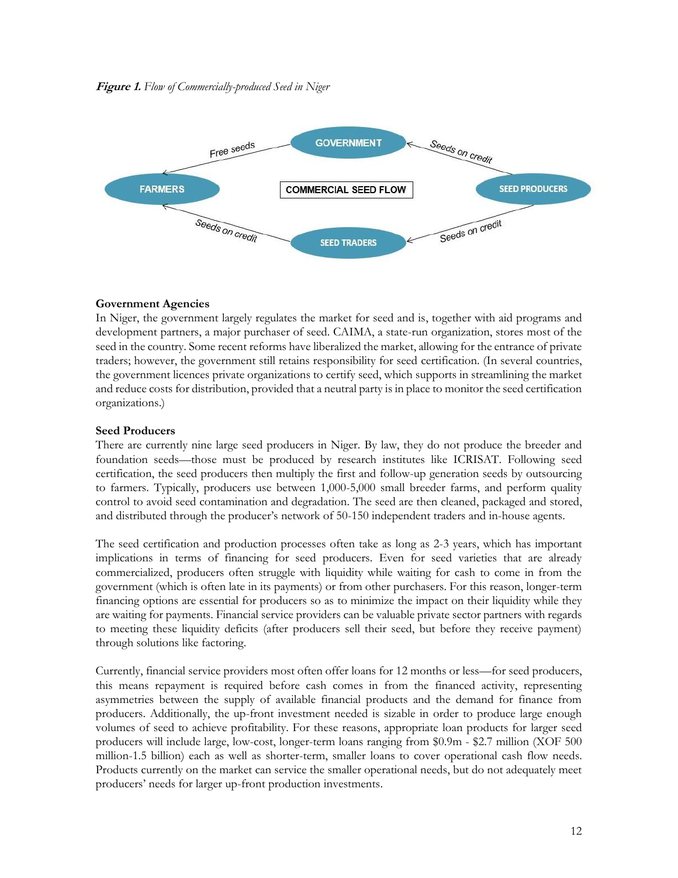***Figure 1.*** *Flow of Commercially-produced Seed in Niger*

**Government Agencies**
In Niger, the government largely regulates the market for seed and is, together with aid programs and development partners, a major purchaser of seed. CAIMA, a state-run organization, stores most of the seed in the country. Some recent reforms have liberalized the market, allowing for the entrance of private traders; however, the government still retains responsibility for seed certification. (In several countries, the government licences private organizations to certify seed, which supports in streamlining the market and reduce costs for distribution, provided that a neutral party is in place to monitor the seed certification organizations.)

**Seed Producers**
There are currently nine large seed producers in Niger. By law, they do not produce the breeder and foundation seeds—those must be produced by research institutes like ICRISAT. Following seed certification, the seed producers then multiply the first and follow-up generation seeds by outsourcing to farmers. Typically, producers use between 1,000-5,000 small breeder farms, and perform quality control to avoid seed contamination and degradation. The seed are then cleaned, packaged and stored, and distributed through the producer's network of 50-150 independent traders and in-house agents.

The seed certification and production processes often take as long as 2-3 years, which has important implications in terms of financing for seed producers. Even for seed varieties that are already commercialized, producers often struggle with liquidity while waiting for cash to come in from the government (which is often late in its payments) or from other purchasers. For this reason, longer-term financing options are essential for producers so as to minimize the impact on their liquidity while they are waiting for payments. Financial service providers can be valuable private sector partners with regards to meeting these liquidity deficits (after producers sell their seed, but before they receive payment) through solutions like factoring.

Currently, financial service providers most often offer loans for 12 months or less—for seed producers, this means repayment is required before cash comes in from the financed activity, representing asymmetries between the supply of available financial products and the demand for finance from producers. Additionally, the up-front investment needed is sizable in order to produce large enough volumes of seed to achieve profitability. For these reasons, appropriate loan products for larger seed producers will include large, low-cost, longer-term loans ranging from $0.9m - $2.7 million (XOF 500 million-1.5 billion) each as well as shorter-term, smaller loans to cover operational cash flow needs. Products currently on the market can service the smaller operational needs, but do not adequately meet producers' needs for larger up-front production investments.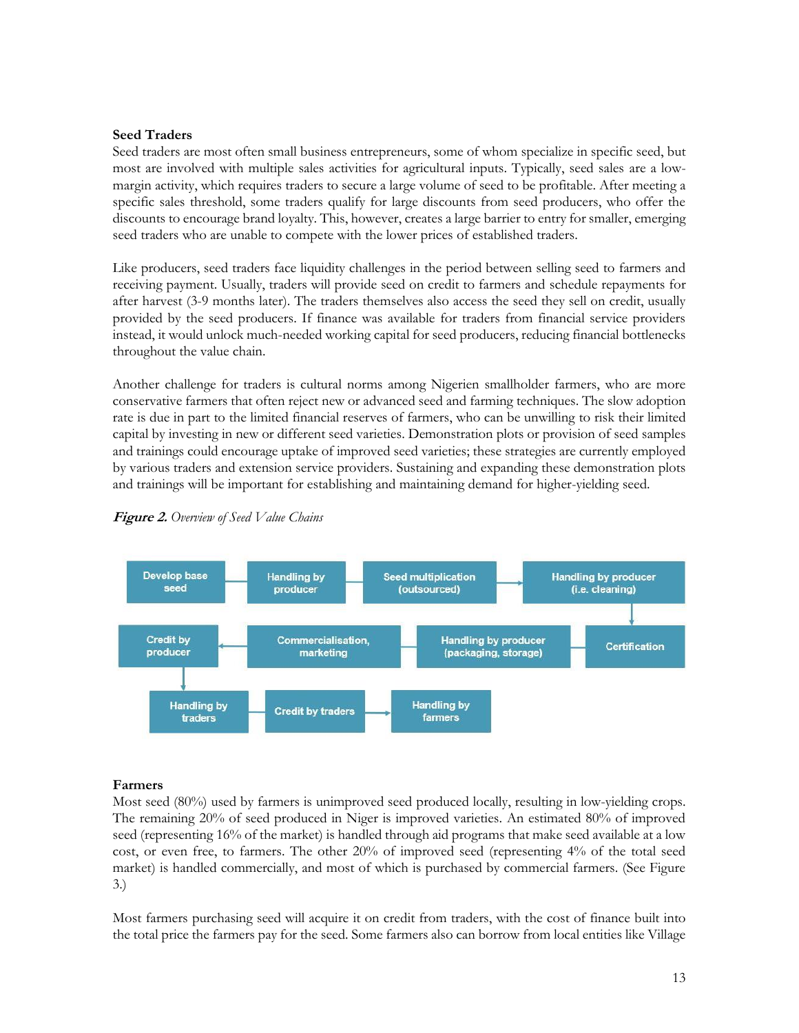**Seed Traders**

Seed traders are most often small business entrepreneurs, some of whom specialize in specific seed, but most are involved with multiple sales activities for agricultural inputs. Typically, seed sales are a low-margin activity, which requires traders to secure a large volume of seed to be profitable. After meeting a specific sales threshold, some traders qualify for large discounts from seed producers, who offer the discounts to encourage brand loyalty. This, however, creates a large barrier to entry for smaller, emerging seed traders who are unable to compete with the lower prices of established traders.

Like producers, seed traders face liquidity challenges in the period between selling seed to farmers and receiving payment. Usually, traders will provide seed on credit to farmers and schedule repayments for after harvest (3-9 months later). The traders themselves also access the seed they sell on credit, usually provided by the seed producers. If finance was available for traders from financial service providers instead, it would unlock much-needed working capital for seed producers, reducing financial bottlenecks throughout the value chain.

Another challenge for traders is cultural norms among Nigerien smallholder farmers, who are more conservative farmers that often reject new or advanced seed and farming techniques. The slow adoption rate is due in part to the limited financial reserves of farmers, who can be unwilling to risk their limited capital by investing in new or different seed varieties. Demonstration plots or provision of seed samples and trainings could encourage uptake of improved seed varieties; these strategies are currently employed by various traders and extension service providers. Sustaining and expanding these demonstration plots and trainings will be important for establishing and maintaining demand for higher-yielding seed.

***Figure 2.*** *Overview of Seed Value Chains*

Develop base seed → Handling by producer → Seed multiplication (outsourced) → Handling by producer (i.e. cleaning) → Certification → Handling by producer (packaging, storage) → Commercialisation, marketing → Credit by producer → Handling by traders → Credit by traders → Handling by farmers

**Farmers**

Most seed (80%) used by farmers is unimproved seed produced locally, resulting in low-yielding crops. The remaining 20% of seed produced in Niger is improved varieties. An estimated 80% of improved seed (representing 16% of the market) is handled through aid programs that make seed available at a low cost, or even free, to farmers. The other 20% of improved seed (representing 4% of the total seed market) is handled commercially, and most of which is purchased by commercial farmers. (See Figure 3.)

Most farmers purchasing seed will acquire it on credit from traders, with the cost of finance built into the total price the farmers pay for the seed. Some farmers also can borrow from local entities like Village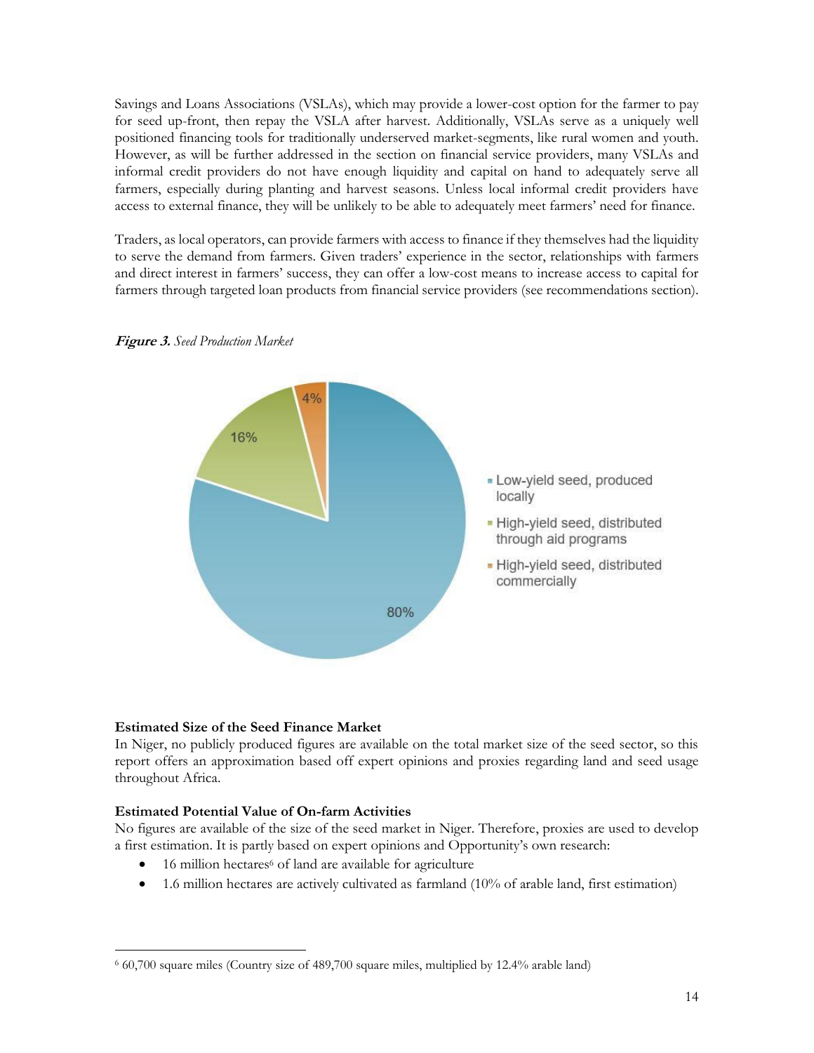Savings and Loans Associations (VSLAs), which may provide a lower-cost option for the farmer to pay for seed up-front, then repay the VSLA after harvest. Additionally, VSLAs serve as a uniquely well positioned financing tools for traditionally underserved market-segments, like rural women and youth. However, as will be further addressed in the section on financial service providers, many VSLAs and informal credit providers do not have enough liquidity and capital on hand to adequately serve all farmers, especially during planting and harvest seasons. Unless local informal credit providers have access to external finance, they will be unlikely to be able to adequately meet farmers' need for finance.

Traders, as local operators, can provide farmers with access to finance if they themselves had the liquidity to serve the demand from farmers. Given traders' experience in the sector, relationships with farmers and direct interest in farmers' success, they can offer a low-cost means to increase access to capital for farmers through targeted loan products from financial service providers (see recommendations section).

***Figure 3.*** *Seed Production Market*

| Category | Share |
|---|---|
| Low-yield seed, produced locally | 80% |
| High-yield seed, distributed through aid programs | 16% |
| High-yield seed, distributed commercially | 4% |

**Estimated Size of the Seed Finance Market**

In Niger, no publicly produced figures are available on the total market size of the seed sector, so this report offers an approximation based off expert opinions and proxies regarding land and seed usage throughout Africa.

**Estimated Potential Value of On-farm Activities**

No figures are available of the size of the seed market in Niger. Therefore, proxies are used to develop a first estimation. It is partly based on expert opinions and Opportunity's own research:

- 16 million hectares[6] of land are available for agriculture
- 1.6 million hectares are actively cultivated as farmland (10% of arable land, first estimation)

[6] 60,700 square miles (Country size of 489,700 square miles, multiplied by 12.4% arable land)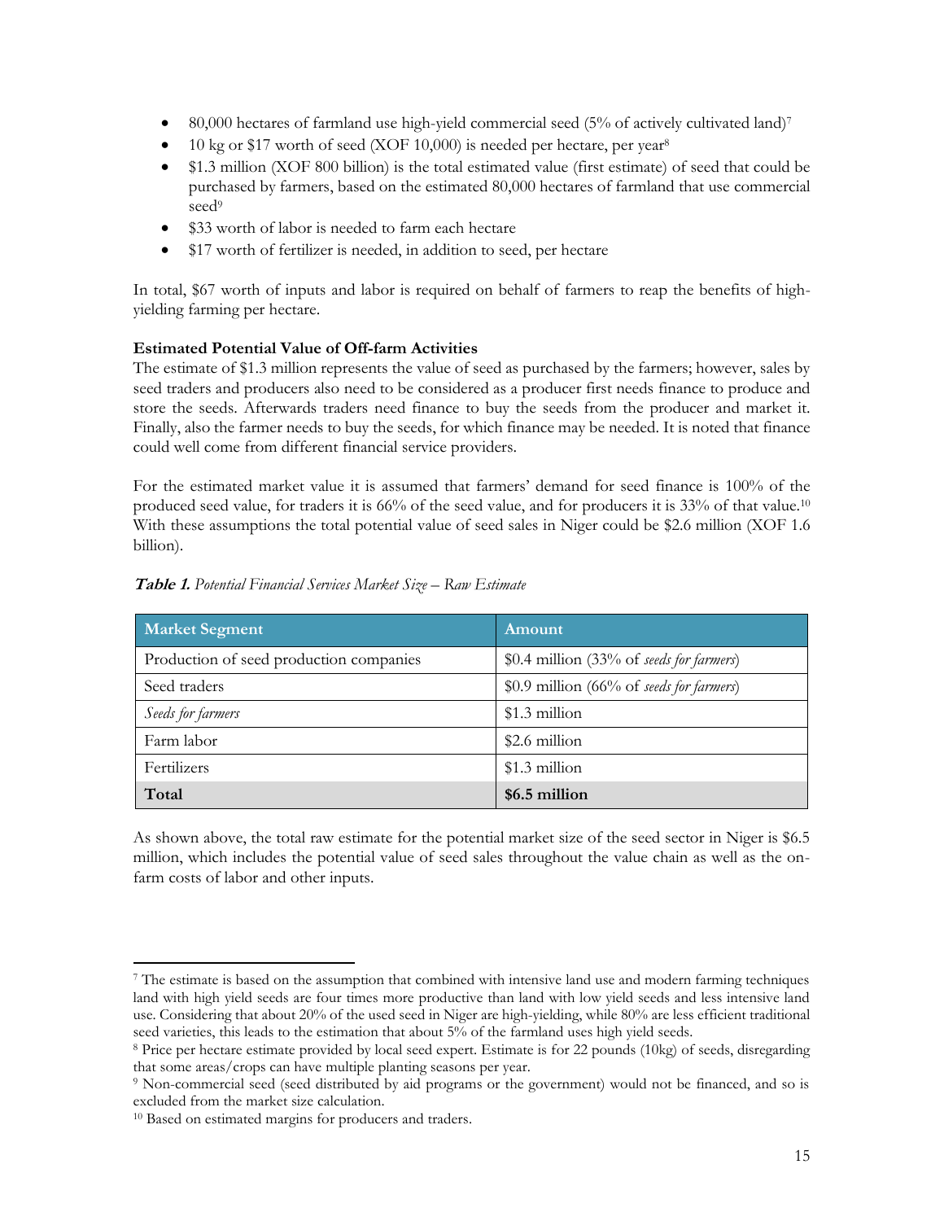- 80,000 hectares of farmland use high-yield commercial seed (5% of actively cultivated land)[7]
- 10 kg or $17 worth of seed (XOF 10,000) is needed per hectare, per year[8]
- $1.3 million (XOF 800 billion) is the total estimated value (first estimate) of seed that could be purchased by farmers, based on the estimated 80,000 hectares of farmland that use commercial seed[9]
- $33 worth of labor is needed to farm each hectare
- $17 worth of fertilizer is needed, in addition to seed, per hectare

In total, $67 worth of inputs and labor is required on behalf of farmers to reap the benefits of high-yielding farming per hectare.

**Estimated Potential Value of Off-farm Activities**

The estimate of $1.3 million represents the value of seed as purchased by the farmers; however, sales by seed traders and producers also need to be considered as a producer first needs finance to produce and store the seeds. Afterwards traders need finance to buy the seeds from the producer and market it. Finally, also the farmer needs to buy the seeds, for which finance may be needed. It is noted that finance could well come from different financial service providers.

For the estimated market value it is assumed that farmers' demand for seed finance is 100% of the produced seed value, for traders it is 66% of the seed value, and for producers it is 33% of that value.[10] With these assumptions the total potential value of seed sales in Niger could be $2.6 million (XOF 1.6 billion).

***Table 1.*** *Potential Financial Services Market Size – Raw Estimate*

| Market Segment | Amount |
|---|---|
| Production of seed production companies | $0.4 million (33% of *seeds for farmers*) |
| Seed traders | $0.9 million (66% of *seeds for farmers*) |
| *Seeds for farmers* | $1.3 million |
| Farm labor | $2.6 million |
| Fertilizers | $1.3 million |
| **Total** | **$6.5 million** |

As shown above, the total raw estimate for the potential market size of the seed sector in Niger is $6.5 million, which includes the potential value of seed sales throughout the value chain as well as the on-farm costs of labor and other inputs.

---

[7] The estimate is based on the assumption that combined with intensive land use and modern farming techniques land with high yield seeds are four times more productive than land with low yield seeds and less intensive land use. Considering that about 20% of the used seed in Niger are high-yielding, while 80% are less efficient traditional seed varieties, this leads to the estimation that about 5% of the farmland uses high yield seeds.

[8] Price per hectare estimate provided by local seed expert. Estimate is for 22 pounds (10kg) of seeds, disregarding that some areas/crops can have multiple planting seasons per year.

[9] Non-commercial seed (seed distributed by aid programs or the government) would not be financed, and so is excluded from the market size calculation.

[10] Based on estimated margins for producers and traders.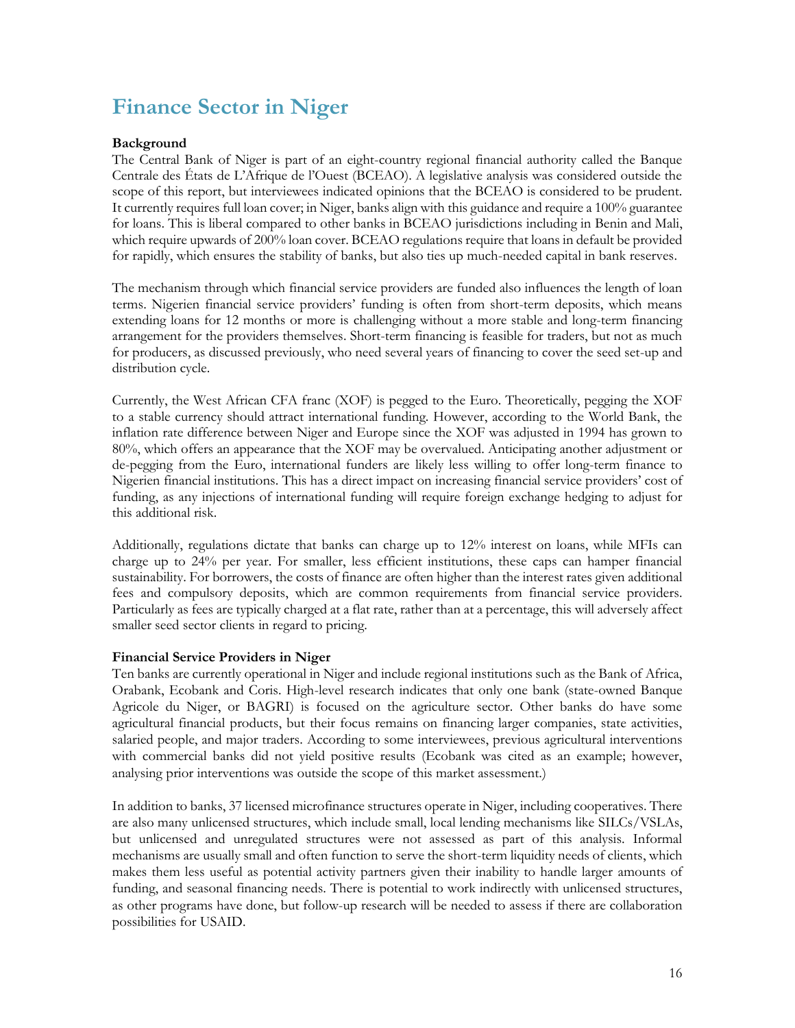# Finance Sector in Niger

**Background**

The Central Bank of Niger is part of an eight-country regional financial authority called the Banque Centrale des États de L'Afrique de l'Ouest (BCEAO). A legislative analysis was considered outside the scope of this report, but interviewees indicated opinions that the BCEAO is considered to be prudent. It currently requires full loan cover; in Niger, banks align with this guidance and require a 100% guarantee for loans. This is liberal compared to other banks in BCEAO jurisdictions including in Benin and Mali, which require upwards of 200% loan cover. BCEAO regulations require that loans in default be provided for rapidly, which ensures the stability of banks, but also ties up much-needed capital in bank reserves.

The mechanism through which financial service providers are funded also influences the length of loan terms. Nigerien financial service providers' funding is often from short-term deposits, which means extending loans for 12 months or more is challenging without a more stable and long-term financing arrangement for the providers themselves. Short-term financing is feasible for traders, but not as much for producers, as discussed previously, who need several years of financing to cover the seed set-up and distribution cycle.

Currently, the West African CFA franc (XOF) is pegged to the Euro. Theoretically, pegging the XOF to a stable currency should attract international funding. However, according to the World Bank, the inflation rate difference between Niger and Europe since the XOF was adjusted in 1994 has grown to 80%, which offers an appearance that the XOF may be overvalued. Anticipating another adjustment or de-pegging from the Euro, international funders are likely less willing to offer long-term finance to Nigerien financial institutions. This has a direct impact on increasing financial service providers' cost of funding, as any injections of international funding will require foreign exchange hedging to adjust for this additional risk.

Additionally, regulations dictate that banks can charge up to 12% interest on loans, while MFIs can charge up to 24% per year. For smaller, less efficient institutions, these caps can hamper financial sustainability. For borrowers, the costs of finance are often higher than the interest rates given additional fees and compulsory deposits, which are common requirements from financial service providers. Particularly as fees are typically charged at a flat rate, rather than at a percentage, this will adversely affect smaller seed sector clients in regard to pricing.

**Financial Service Providers in Niger**

Ten banks are currently operational in Niger and include regional institutions such as the Bank of Africa, Orabank, Ecobank and Coris. High-level research indicates that only one bank (state-owned Banque Agricole du Niger, or BAGRI) is focused on the agriculture sector. Other banks do have some agricultural financial products, but their focus remains on financing larger companies, state activities, salaried people, and major traders. According to some interviewees, previous agricultural interventions with commercial banks did not yield positive results (Ecobank was cited as an example; however, analysing prior interventions was outside the scope of this market assessment.)

In addition to banks, 37 licensed microfinance structures operate in Niger, including cooperatives. There are also many unlicensed structures, which include small, local lending mechanisms like SILCs/VSLAs, but unlicensed and unregulated structures were not assessed as part of this analysis. Informal mechanisms are usually small and often function to serve the short-term liquidity needs of clients, which makes them less useful as potential activity partners given their inability to handle larger amounts of funding, and seasonal financing needs. There is potential to work indirectly with unlicensed structures, as other programs have done, but follow-up research will be needed to assess if there are collaboration possibilities for USAID.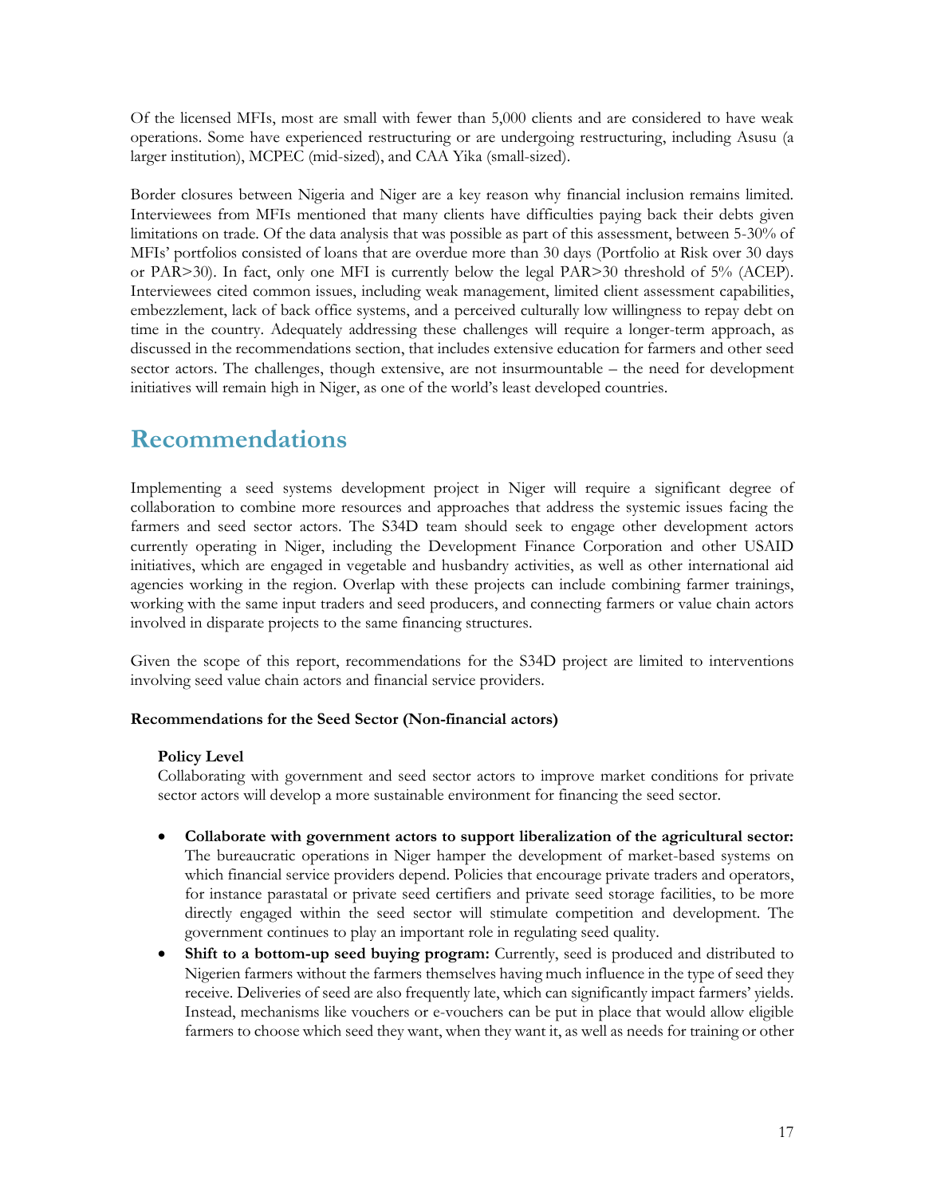Of the licensed MFIs, most are small with fewer than 5,000 clients and are considered to have weak operations. Some have experienced restructuring or are undergoing restructuring, including Asusu (a larger institution), MCPEC (mid-sized), and CAA Yika (small-sized).

Border closures between Nigeria and Niger are a key reason why financial inclusion remains limited. Interviewees from MFIs mentioned that many clients have difficulties paying back their debts given limitations on trade. Of the data analysis that was possible as part of this assessment, between 5-30% of MFIs' portfolios consisted of loans that are overdue more than 30 days (Portfolio at Risk over 30 days or PAR>30). In fact, only one MFI is currently below the legal PAR>30 threshold of 5% (ACEP). Interviewees cited common issues, including weak management, limited client assessment capabilities, embezzlement, lack of back office systems, and a perceived culturally low willingness to repay debt on time in the country. Adequately addressing these challenges will require a longer-term approach, as discussed in the recommendations section, that includes extensive education for farmers and other seed sector actors. The challenges, though extensive, are not insurmountable – the need for development initiatives will remain high in Niger, as one of the world's least developed countries.

# Recommendations

Implementing a seed systems development project in Niger will require a significant degree of collaboration to combine more resources and approaches that address the systemic issues facing the farmers and seed sector actors. The S34D team should seek to engage other development actors currently operating in Niger, including the Development Finance Corporation and other USAID initiatives, which are engaged in vegetable and husbandry activities, as well as other international aid agencies working in the region. Overlap with these projects can include combining farmer trainings, working with the same input traders and seed producers, and connecting farmers or value chain actors involved in disparate projects to the same financing structures.

Given the scope of this report, recommendations for the S34D project are limited to interventions involving seed value chain actors and financial service providers.

**Recommendations for the Seed Sector (Non-financial actors)**

**Policy Level**

Collaborating with government and seed sector actors to improve market conditions for private sector actors will develop a more sustainable environment for financing the seed sector.

- **Collaborate with government actors to support liberalization of the agricultural sector:** The bureaucratic operations in Niger hamper the development of market-based systems on which financial service providers depend. Policies that encourage private traders and operators, for instance parastatal or private seed certifiers and private seed storage facilities, to be more directly engaged within the seed sector will stimulate competition and development. The government continues to play an important role in regulating seed quality.
- **Shift to a bottom-up seed buying program:** Currently, seed is produced and distributed to Nigerien farmers without the farmers themselves having much influence in the type of seed they receive. Deliveries of seed are also frequently late, which can significantly impact farmers' yields. Instead, mechanisms like vouchers or e-vouchers can be put in place that would allow eligible farmers to choose which seed they want, when they want it, as well as needs for training or other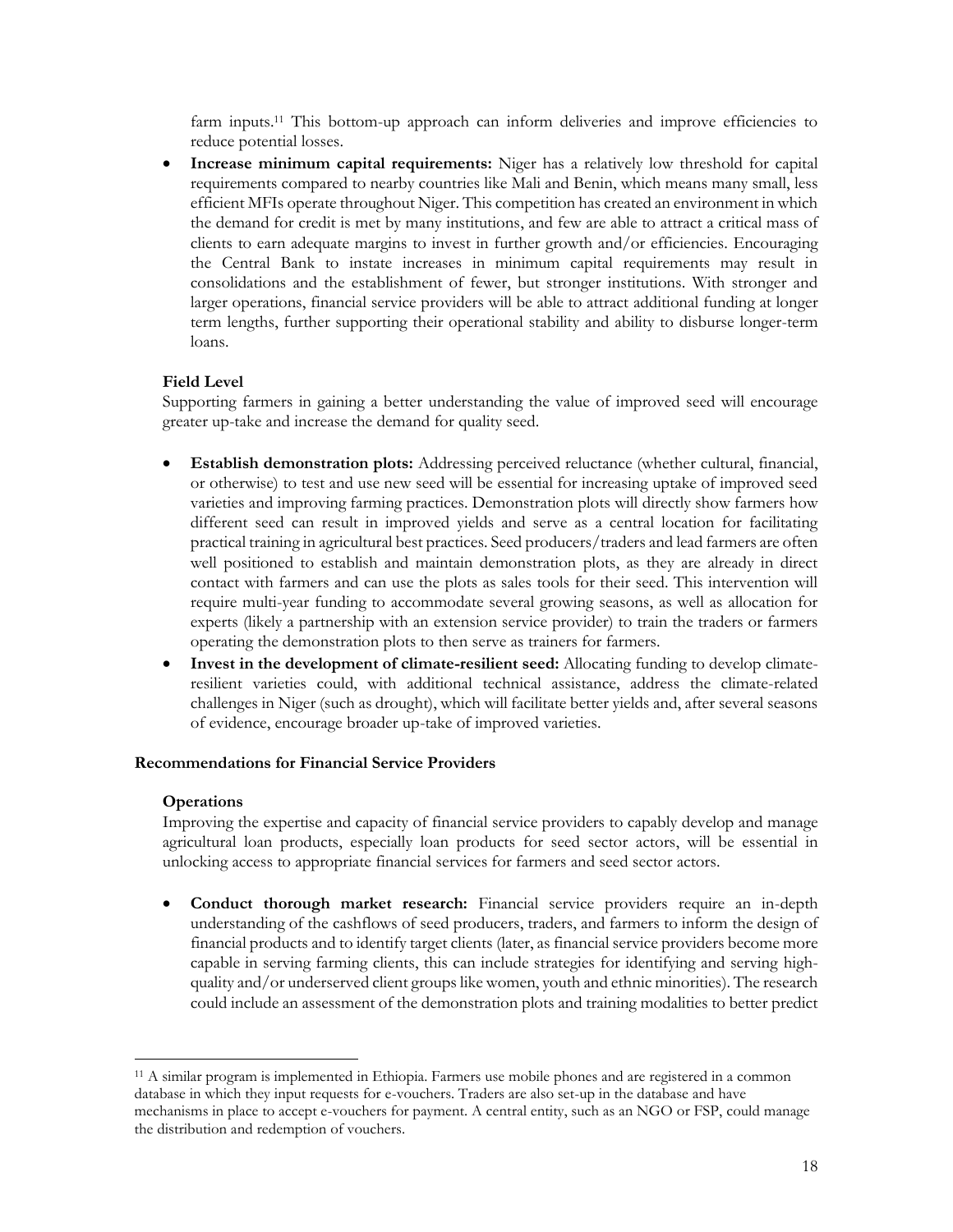farm inputs.[11] This bottom-up approach can inform deliveries and improve efficiencies to reduce potential losses.

- **Increase minimum capital requirements:** Niger has a relatively low threshold for capital requirements compared to nearby countries like Mali and Benin, which means many small, less efficient MFIs operate throughout Niger. This competition has created an environment in which the demand for credit is met by many institutions, and few are able to attract a critical mass of clients to earn adequate margins to invest in further growth and/or efficiencies. Encouraging the Central Bank to instate increases in minimum capital requirements may result in consolidations and the establishment of fewer, but stronger institutions. With stronger and larger operations, financial service providers will be able to attract additional funding at longer term lengths, further supporting their operational stability and ability to disburse longer-term loans.

**Field Level**

Supporting farmers in gaining a better understanding the value of improved seed will encourage greater up-take and increase the demand for quality seed.

- **Establish demonstration plots:** Addressing perceived reluctance (whether cultural, financial, or otherwise) to test and use new seed will be essential for increasing uptake of improved seed varieties and improving farming practices. Demonstration plots will directly show farmers how different seed can result in improved yields and serve as a central location for facilitating practical training in agricultural best practices. Seed producers/traders and lead farmers are often well positioned to establish and maintain demonstration plots, as they are already in direct contact with farmers and can use the plots as sales tools for their seed. This intervention will require multi-year funding to accommodate several growing seasons, as well as allocation for experts (likely a partnership with an extension service provider) to train the traders or farmers operating the demonstration plots to then serve as trainers for farmers.
- **Invest in the development of climate-resilient seed:** Allocating funding to develop climate-resilient varieties could, with additional technical assistance, address the climate-related challenges in Niger (such as drought), which will facilitate better yields and, after several seasons of evidence, encourage broader up-take of improved varieties.

**Recommendations for Financial Service Providers**

**Operations**

Improving the expertise and capacity of financial service providers to capably develop and manage agricultural loan products, especially loan products for seed sector actors, will be essential in unlocking access to appropriate financial services for farmers and seed sector actors.

- **Conduct thorough market research:** Financial service providers require an in-depth understanding of the cashflows of seed producers, traders, and farmers to inform the design of financial products and to identify target clients (later, as financial service providers become more capable in serving farming clients, this can include strategies for identifying and serving high-quality and/or underserved client groups like women, youth and ethnic minorities). The research could include an assessment of the demonstration plots and training modalities to better predict

[11] A similar program is implemented in Ethiopia. Farmers use mobile phones and are registered in a common database in which they input requests for e-vouchers. Traders are also set-up in the database and have mechanisms in place to accept e-vouchers for payment. A central entity, such as an NGO or FSP, could manage the distribution and redemption of vouchers.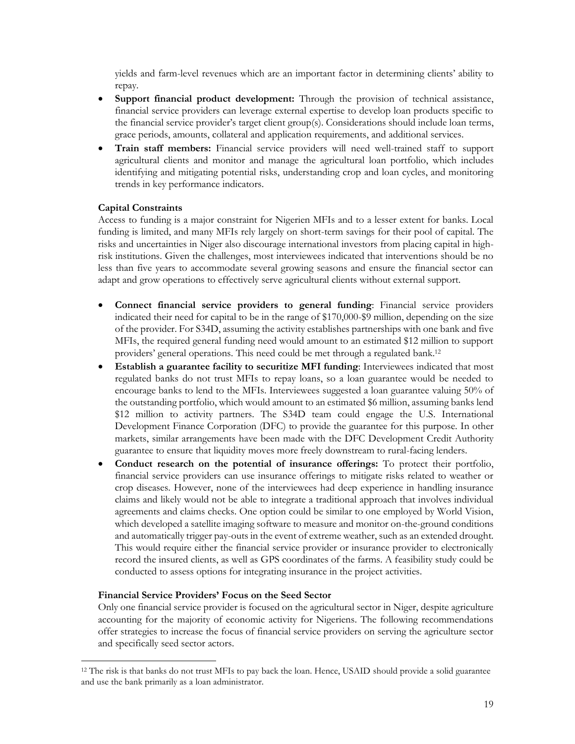yields and farm-level revenues which are an important factor in determining clients' ability to repay.

- **Support financial product development:** Through the provision of technical assistance, financial service providers can leverage external expertise to develop loan products specific to the financial service provider's target client group(s). Considerations should include loan terms, grace periods, amounts, collateral and application requirements, and additional services.
- **Train staff members:** Financial service providers will need well-trained staff to support agricultural clients and monitor and manage the agricultural loan portfolio, which includes identifying and mitigating potential risks, understanding crop and loan cycles, and monitoring trends in key performance indicators.

**Capital Constraints**

Access to funding is a major constraint for Nigerien MFIs and to a lesser extent for banks. Local funding is limited, and many MFIs rely largely on short-term savings for their pool of capital. The risks and uncertainties in Niger also discourage international investors from placing capital in high-risk institutions. Given the challenges, most interviewees indicated that interventions should be no less than five years to accommodate several growing seasons and ensure the financial sector can adapt and grow operations to effectively serve agricultural clients without external support.

- **Connect financial service providers to general funding**: Financial service providers indicated their need for capital to be in the range of $170,000-$9 million, depending on the size of the provider. For S34D, assuming the activity establishes partnerships with one bank and five MFIs, the required general funding need would amount to an estimated $12 million to support providers' general operations. This need could be met through a regulated bank.[12]
- **Establish a guarantee facility to securitize MFI funding**: Interviewees indicated that most regulated banks do not trust MFIs to repay loans, so a loan guarantee would be needed to encourage banks to lend to the MFIs. Interviewees suggested a loan guarantee valuing 50% of the outstanding portfolio, which would amount to an estimated $6 million, assuming banks lend $12 million to activity partners. The S34D team could engage the U.S. International Development Finance Corporation (DFC) to provide the guarantee for this purpose. In other markets, similar arrangements have been made with the DFC Development Credit Authority guarantee to ensure that liquidity moves more freely downstream to rural-facing lenders.
- **Conduct research on the potential of insurance offerings:** To protect their portfolio, financial service providers can use insurance offerings to mitigate risks related to weather or crop diseases. However, none of the interviewees had deep experience in handling insurance claims and likely would not be able to integrate a traditional approach that involves individual agreements and claims checks. One option could be similar to one employed by World Vision, which developed a satellite imaging software to measure and monitor on-the-ground conditions and automatically trigger pay-outs in the event of extreme weather, such as an extended drought. This would require either the financial service provider or insurance provider to electronically record the insured clients, as well as GPS coordinates of the farms. A feasibility study could be conducted to assess options for integrating insurance in the project activities.

**Financial Service Providers' Focus on the Seed Sector**

Only one financial service provider is focused on the agricultural sector in Niger, despite agriculture accounting for the majority of economic activity for Nigeriens. The following recommendations offer strategies to increase the focus of financial service providers on serving the agriculture sector and specifically seed sector actors.

---

[12] The risk is that banks do not trust MFIs to pay back the loan. Hence, USAID should provide a solid guarantee and use the bank primarily as a loan administrator.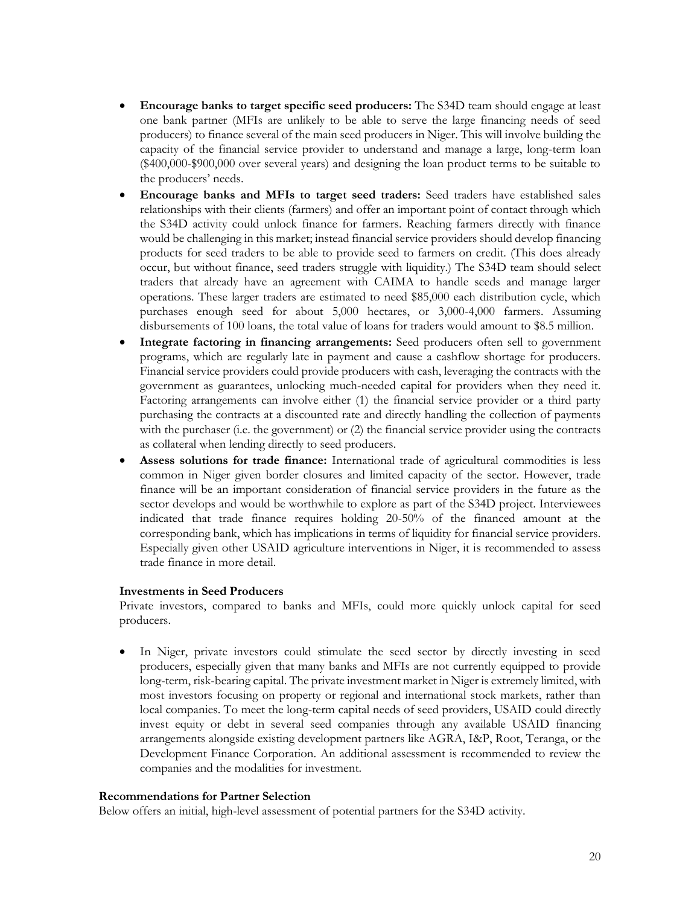- **Encourage banks to target specific seed producers:** The S34D team should engage at least one bank partner (MFIs are unlikely to be able to serve the large financing needs of seed producers) to finance several of the main seed producers in Niger. This will involve building the capacity of the financial service provider to understand and manage a large, long-term loan ($400,000-$900,000 over several years) and designing the loan product terms to be suitable to the producers' needs.
- **Encourage banks and MFIs to target seed traders:** Seed traders have established sales relationships with their clients (farmers) and offer an important point of contact through which the S34D activity could unlock finance for farmers. Reaching farmers directly with finance would be challenging in this market; instead financial service providers should develop financing products for seed traders to be able to provide seed to farmers on credit. (This does already occur, but without finance, seed traders struggle with liquidity.) The S34D team should select traders that already have an agreement with CAIMA to handle seeds and manage larger operations. These larger traders are estimated to need $85,000 each distribution cycle, which purchases enough seed for about 5,000 hectares, or 3,000-4,000 farmers. Assuming disbursements of 100 loans, the total value of loans for traders would amount to $8.5 million.
- **Integrate factoring in financing arrangements:** Seed producers often sell to government programs, which are regularly late in payment and cause a cashflow shortage for producers. Financial service providers could provide producers with cash, leveraging the contracts with the government as guarantees, unlocking much-needed capital for providers when they need it. Factoring arrangements can involve either (1) the financial service provider or a third party purchasing the contracts at a discounted rate and directly handling the collection of payments with the purchaser (i.e. the government) or (2) the financial service provider using the contracts as collateral when lending directly to seed producers.
- **Assess solutions for trade finance:** International trade of agricultural commodities is less common in Niger given border closures and limited capacity of the sector. However, trade finance will be an important consideration of financial service providers in the future as the sector develops and would be worthwhile to explore as part of the S34D project. Interviewees indicated that trade finance requires holding 20-50% of the financed amount at the corresponding bank, which has implications in terms of liquidity for financial service providers. Especially given other USAID agriculture interventions in Niger, it is recommended to assess trade finance in more detail.

#### Investments in Seed Producers

Private investors, compared to banks and MFIs, could more quickly unlock capital for seed producers.

- In Niger, private investors could stimulate the seed sector by directly investing in seed producers, especially given that many banks and MFIs are not currently equipped to provide long-term, risk-bearing capital. The private investment market in Niger is extremely limited, with most investors focusing on property or regional and international stock markets, rather than local companies. To meet the long-term capital needs of seed providers, USAID could directly invest equity or debt in several seed companies through any available USAID financing arrangements alongside existing development partners like AGRA, I&P, Root, Teranga, or the Development Finance Corporation. An additional assessment is recommended to review the companies and the modalities for investment.

### Recommendations for Partner Selection

Below offers an initial, high-level assessment of potential partners for the S34D activity.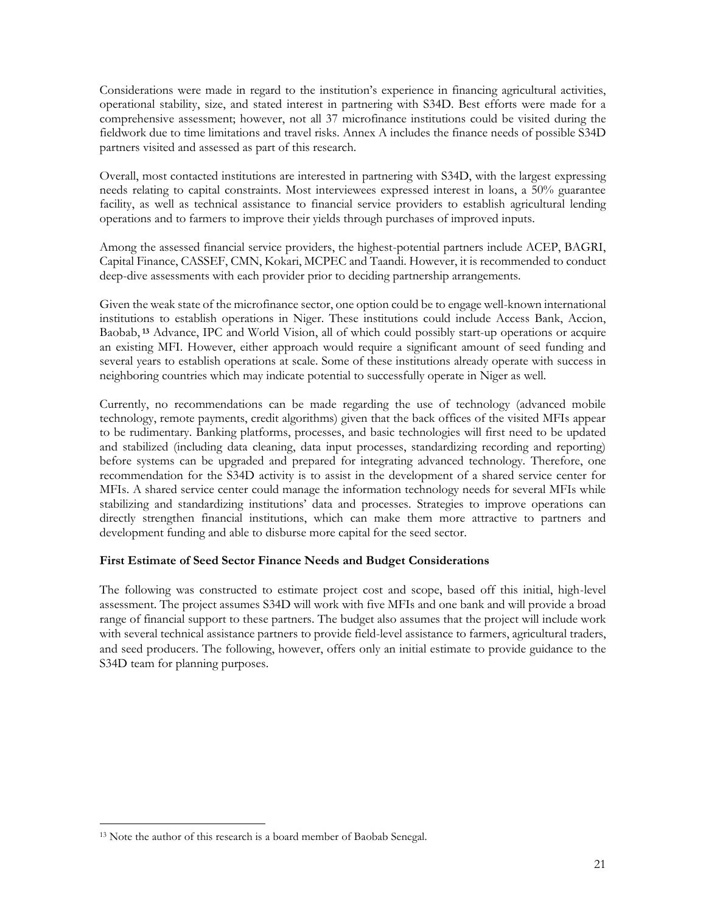Considerations were made in regard to the institution's experience in financing agricultural activities, operational stability, size, and stated interest in partnering with S34D. Best efforts were made for a comprehensive assessment; however, not all 37 microfinance institutions could be visited during the fieldwork due to time limitations and travel risks. Annex A includes the finance needs of possible S34D partners visited and assessed as part of this research.

Overall, most contacted institutions are interested in partnering with S34D, with the largest expressing needs relating to capital constraints. Most interviewees expressed interest in loans, a 50% guarantee facility, as well as technical assistance to financial service providers to establish agricultural lending operations and to farmers to improve their yields through purchases of improved inputs.

Among the assessed financial service providers, the highest-potential partners include ACEP, BAGRI, Capital Finance, CASSEF, CMN, Kokari, MCPEC and Taandi. However, it is recommended to conduct deep-dive assessments with each provider prior to deciding partnership arrangements.

Given the weak state of the microfinance sector, one option could be to engage well-known international institutions to establish operations in Niger. These institutions could include Access Bank, Accion, Baobab,[13] Advance, IPC and World Vision, all of which could possibly start-up operations or acquire an existing MFI. However, either approach would require a significant amount of seed funding and several years to establish operations at scale. Some of these institutions already operate with success in neighboring countries which may indicate potential to successfully operate in Niger as well.

Currently, no recommendations can be made regarding the use of technology (advanced mobile technology, remote payments, credit algorithms) given that the back offices of the visited MFIs appear to be rudimentary. Banking platforms, processes, and basic technologies will first need to be updated and stabilized (including data cleaning, data input processes, standardizing recording and reporting) before systems can be upgraded and prepared for integrating advanced technology. Therefore, one recommendation for the S34D activity is to assist in the development of a shared service center for MFIs. A shared service center could manage the information technology needs for several MFIs while stabilizing and standardizing institutions' data and processes. Strategies to improve operations can directly strengthen financial institutions, which can make them more attractive to partners and development funding and able to disburse more capital for the seed sector.

**First Estimate of Seed Sector Finance Needs and Budget Considerations**

The following was constructed to estimate project cost and scope, based off this initial, high-level assessment. The project assumes S34D will work with five MFIs and one bank and will provide a broad range of financial support to these partners. The budget also assumes that the project will include work with several technical assistance partners to provide field-level assistance to farmers, agricultural traders, and seed producers. The following, however, offers only an initial estimate to provide guidance to the S34D team for planning purposes.

[13] Note the author of this research is a board member of Baobab Senegal.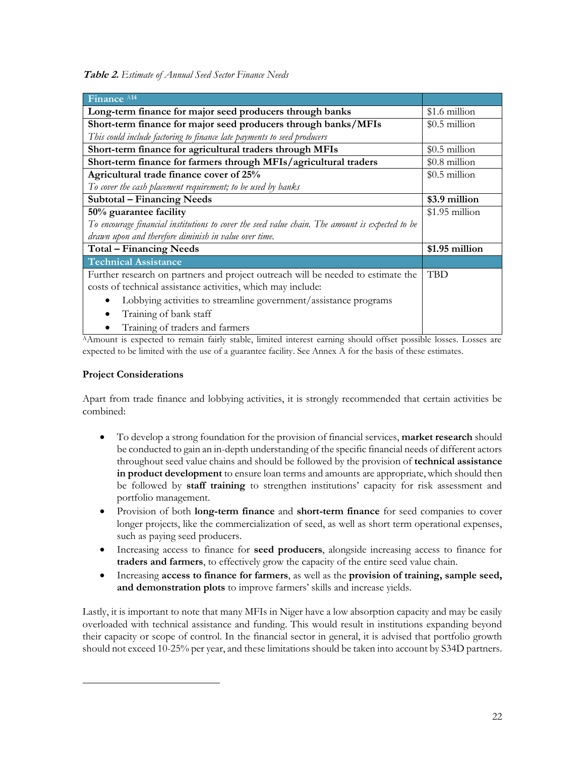***Table 2.*** *Estimate of Annual Seed Sector Finance Needs*

| Finance [A14] | |
|---|---|
| **Long-term finance for major seed producers through banks** | $1.6 million |
| **Short-term finance for major seed producers through banks/MFIs**<br>*This could include factoring to finance late payments to seed producers* | $0.5 million |
| **Short-term finance for agricultural traders through MFIs** | $0.5 million |
| **Short-term finance for farmers through MFIs/agricultural traders** | $0.8 million |
| **Agricultural trade finance cover of 25%**<br>*To cover the cash placement requirement; to be used by banks* | $0.5 million |
| **Subtotal – Financing Needs** | **$3.9 million** |
| **50% guarantee facility**<br>*To encourage financial institutions to cover the seed value chain. The amount is expected to be drawn upon and therefore diminish in value over time.* | $1.95 million |
| **Total – Financing Needs** | **$1.95 million** |
| **Technical Assistance** | |
| Further research on partners and project outreach will be needed to estimate the costs of technical assistance activities, which may include:<br>• Lobbying activities to streamline government/assistance programs<br>• Training of bank staff<br>• Training of traders and farmers | TBD |

[A]Amount is expected to remain fairly stable, limited interest earning should offset possible losses. Losses are expected to be limited with the use of a guarantee facility. See Annex A for the basis of these estimates.

**Project Considerations**

Apart from trade finance and lobbying activities, it is strongly recommended that certain activities be combined:

- To develop a strong foundation for the provision of financial services, **market research** should be conducted to gain an in-depth understanding of the specific financial needs of different actors throughout seed value chains and should be followed by the provision of **technical assistance in product development** to ensure loan terms and amounts are appropriate, which should then be followed by **staff training** to strengthen institutions' capacity for risk assessment and portfolio management.
- Provision of both **long-term finance** and **short-term finance** for seed companies to cover longer projects, like the commercialization of seed, as well as short term operational expenses, such as paying seed producers.
- Increasing access to finance for **seed producers**, alongside increasing access to finance for **traders and farmers**, to effectively grow the capacity of the entire seed value chain.
- Increasing **access to finance for farmers**, as well as the **provision of training, sample seed, and demonstration plots** to improve farmers' skills and increase yields.

Lastly, it is important to note that many MFIs in Niger have a low absorption capacity and may be easily overloaded with technical assistance and funding. This would result in institutions expanding beyond their capacity or scope of control. In the financial sector in general, it is advised that portfolio growth should not exceed 10-25% per year, and these limitations should be taken into account by S34D partners.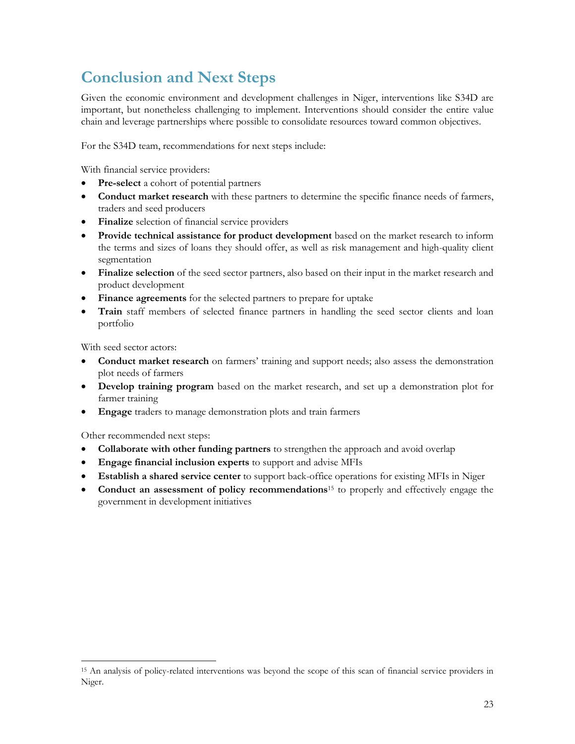## Conclusion and Next Steps

Given the economic environment and development challenges in Niger, interventions like S34D are important, but nonetheless challenging to implement. Interventions should consider the entire value chain and leverage partnerships where possible to consolidate resources toward common objectives.

For the S34D team, recommendations for next steps include:

With financial service providers:

- **Pre-select** a cohort of potential partners
- **Conduct market research** with these partners to determine the specific finance needs of farmers, traders and seed producers
- **Finalize** selection of financial service providers
- **Provide technical assistance for product development** based on the market research to inform the terms and sizes of loans they should offer, as well as risk management and high-quality client segmentation
- **Finalize selection** of the seed sector partners, also based on their input in the market research and product development
- **Finance agreements** for the selected partners to prepare for uptake
- **Train** staff members of selected finance partners in handling the seed sector clients and loan portfolio

With seed sector actors:

- **Conduct market research** on farmers' training and support needs; also assess the demonstration plot needs of farmers
- **Develop training program** based on the market research, and set up a demonstration plot for farmer training
- **Engage** traders to manage demonstration plots and train farmers

Other recommended next steps:

- **Collaborate with other funding partners** to strengthen the approach and avoid overlap
- **Engage financial inclusion experts** to support and advise MFIs
- **Establish a shared service center** to support back-office operations for existing MFIs in Niger
- **Conduct an assessment of policy recommendations**[15] to properly and effectively engage the government in development initiatives

---

[15] An analysis of policy-related interventions was beyond the scope of this scan of financial service providers in Niger.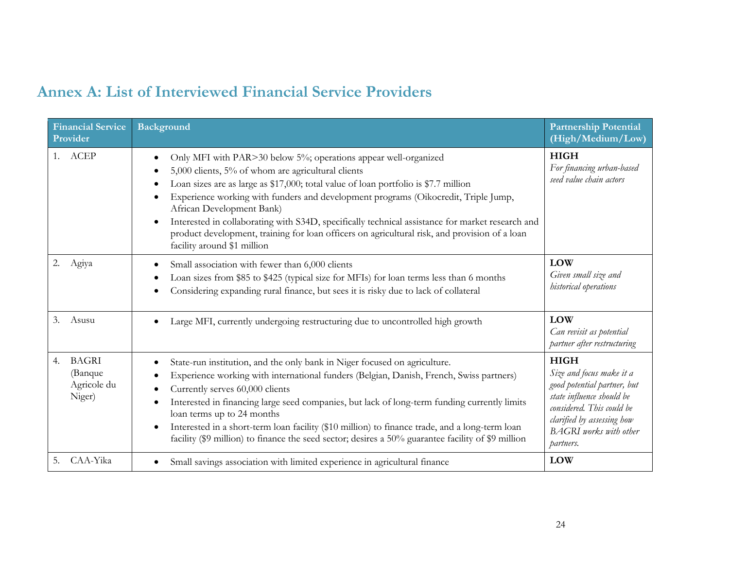# Annex A: List of Interviewed Financial Service Providers

| Financial Service Provider | Background | Partnership Potential (High/Medium/Low) |
|---|---|---|
| 1. ACEP | • Only MFI with PAR>30 below 5%; operations appear well-organized<br>• 5,000 clients, 5% of whom are agricultural clients<br>• Loan sizes are as large as $17,000; total value of loan portfolio is $7.7 million<br>• Experience working with funders and development programs (Oikocredit, Triple Jump, African Development Bank)<br>• Interested in collaborating with S34D, specifically technical assistance for market research and product development, training for loan officers on agricultural risk, and provision of a loan facility around $1 million | **HIGH**<br>*For financing urban-based seed value chain actors* |
| 2. Agiya | • Small association with fewer than 6,000 clients<br>• Loan sizes from $85 to $425 (typical size for MFIs) for loan terms less than 6 months<br>• Considering expanding rural finance, but sees it is risky due to lack of collateral | **LOW**<br>*Given small size and historical operations* |
| 3. Asusu | • Large MFI, currently undergoing restructuring due to uncontrolled high growth | **LOW**<br>*Can revisit as potential partner after restructuring* |
| 4. BAGRI (Banque Agricole du Niger) | • State-run institution, and the only bank in Niger focused on agriculture.<br>• Experience working with international funders (Belgian, Danish, French, Swiss partners)<br>• Currently serves 60,000 clients<br>• Interested in financing large seed companies, but lack of long-term funding currently limits loan terms up to 24 months<br>• Interested in a short-term loan facility ($10 million) to finance trade, and a long-term loan facility ($9 million) to finance the seed sector; desires a 50% guarantee facility of $9 million | **HIGH**<br>*Size and focus make it a good potential partner, but state influence should be considered. This could be clarified by assessing how BAGRI works with other partners.* |
| 5. CAA-Yika | • Small savings association with limited experience in agricultural finance | **LOW** |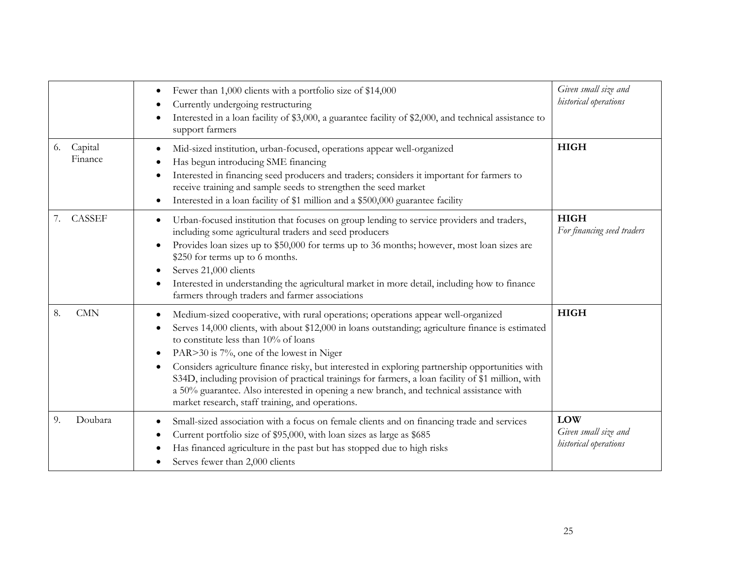| | | |
|---|---|---|
| | • Fewer than 1,000 clients with a portfolio size of $14,000<br>• Currently undergoing restructuring<br>• Interested in a loan facility of $3,000, a guarantee facility of $2,000, and technical assistance to support farmers | *Given small size and historical operations* |
| 6. Capital Finance | • Mid-sized institution, urban-focused, operations appear well-organized<br>• Has begun introducing SME financing<br>• Interested in financing seed producers and traders; considers it important for farmers to receive training and sample seeds to strengthen the seed market<br>• Interested in a loan facility of $1 million and a $500,000 guarantee facility | **HIGH** |
| 7. CASSEF | • Urban-focused institution that focuses on group lending to service providers and traders, including some agricultural traders and seed producers<br>• Provides loan sizes up to $50,000 for terms up to 36 months; however, most loan sizes are $250 for terms up to 6 months.<br>• Serves 21,000 clients<br>• Interested in understanding the agricultural market in more detail, including how to finance farmers through traders and farmer associations | **HIGH**<br>*For financing seed traders* |
| 8. CMN | • Medium-sized cooperative, with rural operations; operations appear well-organized<br>• Serves 14,000 clients, with about $12,000 in loans outstanding; agriculture finance is estimated to constitute less than 10% of loans<br>• PAR>30 is 7%, one of the lowest in Niger<br>• Considers agriculture finance risky, but interested in exploring partnership opportunities with S34D, including provision of practical trainings for farmers, a loan facility of $1 million, with a 50% guarantee. Also interested in opening a new branch, and technical assistance with market research, staff training, and operations. | **HIGH** |
| 9. Doubara | • Small-sized association with a focus on female clients and on financing trade and services<br>• Current portfolio size of $95,000, with loan sizes as large as $685<br>• Has financed agriculture in the past but has stopped due to high risks<br>• Serves fewer than 2,000 clients | **LOW**<br>*Given small size and historical operations* |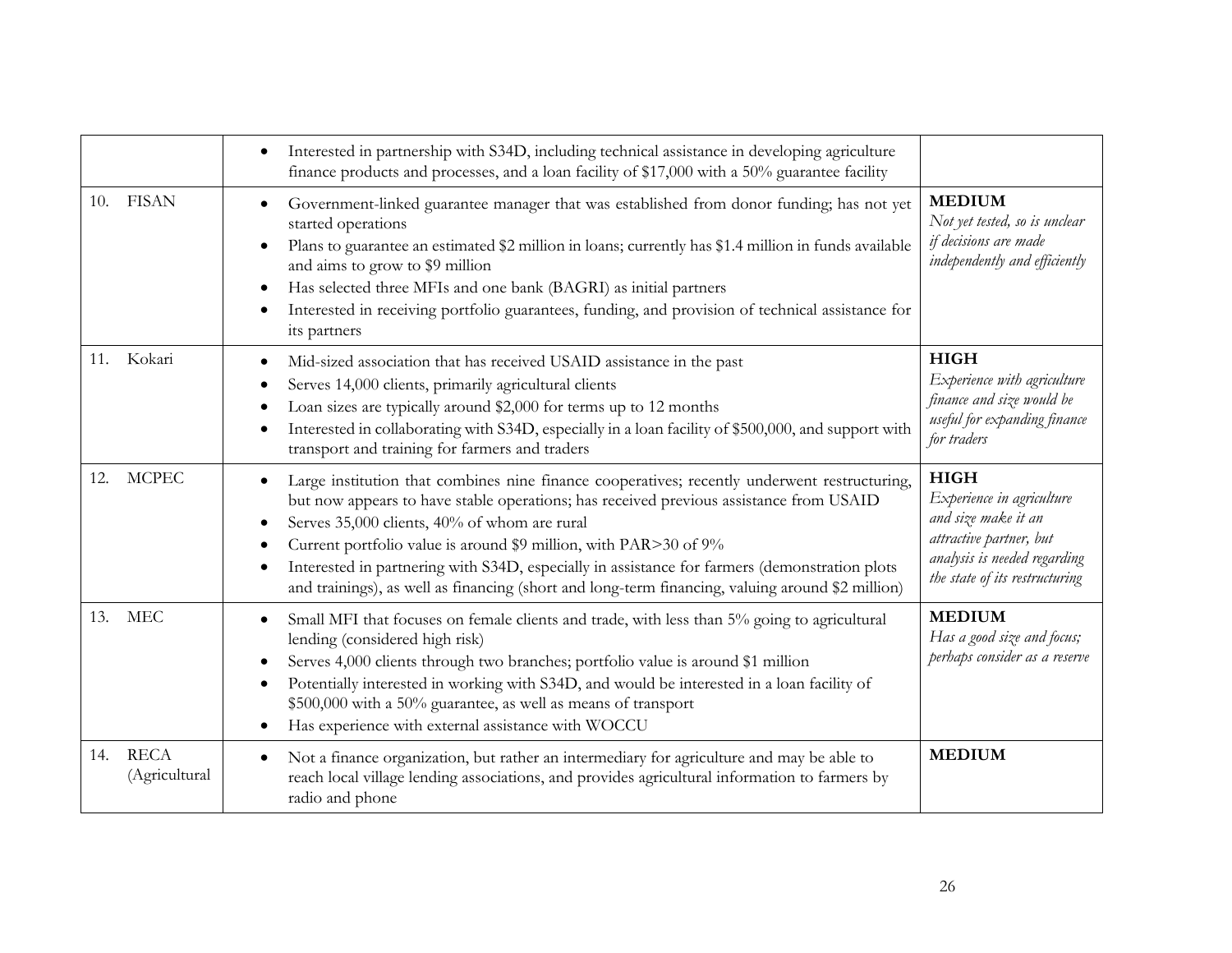| | | |
|---|---|---|
| | • Interested in partnership with S34D, including technical assistance in developing agriculture finance products and processes, and a loan facility of $17,000 with a 50% guarantee facility | |
| 10. FISAN | • Government-linked guarantee manager that was established from donor funding; has not yet started operations<br>• Plans to guarantee an estimated $2 million in loans; currently has $1.4 million in funds available and aims to grow to $9 million<br>• Has selected three MFIs and one bank (BAGRI) as initial partners<br>• Interested in receiving portfolio guarantees, funding, and provision of technical assistance for its partners | **MEDIUM**<br>*Not yet tested, so is unclear if decisions are made independently and efficiently* |
| 11. Kokari | • Mid-sized association that has received USAID assistance in the past<br>• Serves 14,000 clients, primarily agricultural clients<br>• Loan sizes are typically around $2,000 for terms up to 12 months<br>• Interested in collaborating with S34D, especially in a loan facility of $500,000, and support with transport and training for farmers and traders | **HIGH**<br>*Experience with agriculture finance and size would be useful for expanding finance for traders* |
| 12. MCPEC | • Large institution that combines nine finance cooperatives; recently underwent restructuring, but now appears to have stable operations; has received previous assistance from USAID<br>• Serves 35,000 clients, 40% of whom are rural<br>• Current portfolio value is around $9 million, with PAR>30 of 9%<br>• Interested in partnering with S34D, especially in assistance for farmers (demonstration plots and trainings), as well as financing (short and long-term financing, valuing around $2 million) | **HIGH**<br>*Experience in agriculture and size make it an attractive partner, but analysis is needed regarding the state of its restructuring* |
| 13. MEC | • Small MFI that focuses on female clients and trade, with less than 5% going to agricultural lending (considered high risk)<br>• Serves 4,000 clients through two branches; portfolio value is around $1 million<br>• Potentially interested in working with S34D, and would be interested in a loan facility of $500,000 with a 50% guarantee, as well as means of transport<br>• Has experience with external assistance with WOCCU | **MEDIUM**<br>*Has a good size and focus; perhaps consider as a reserve* |
| 14. RECA (Agricultural | • Not a finance organization, but rather an intermediary for agriculture and may be able to reach local village lending associations, and provides agricultural information to farmers by radio and phone | **MEDIUM** |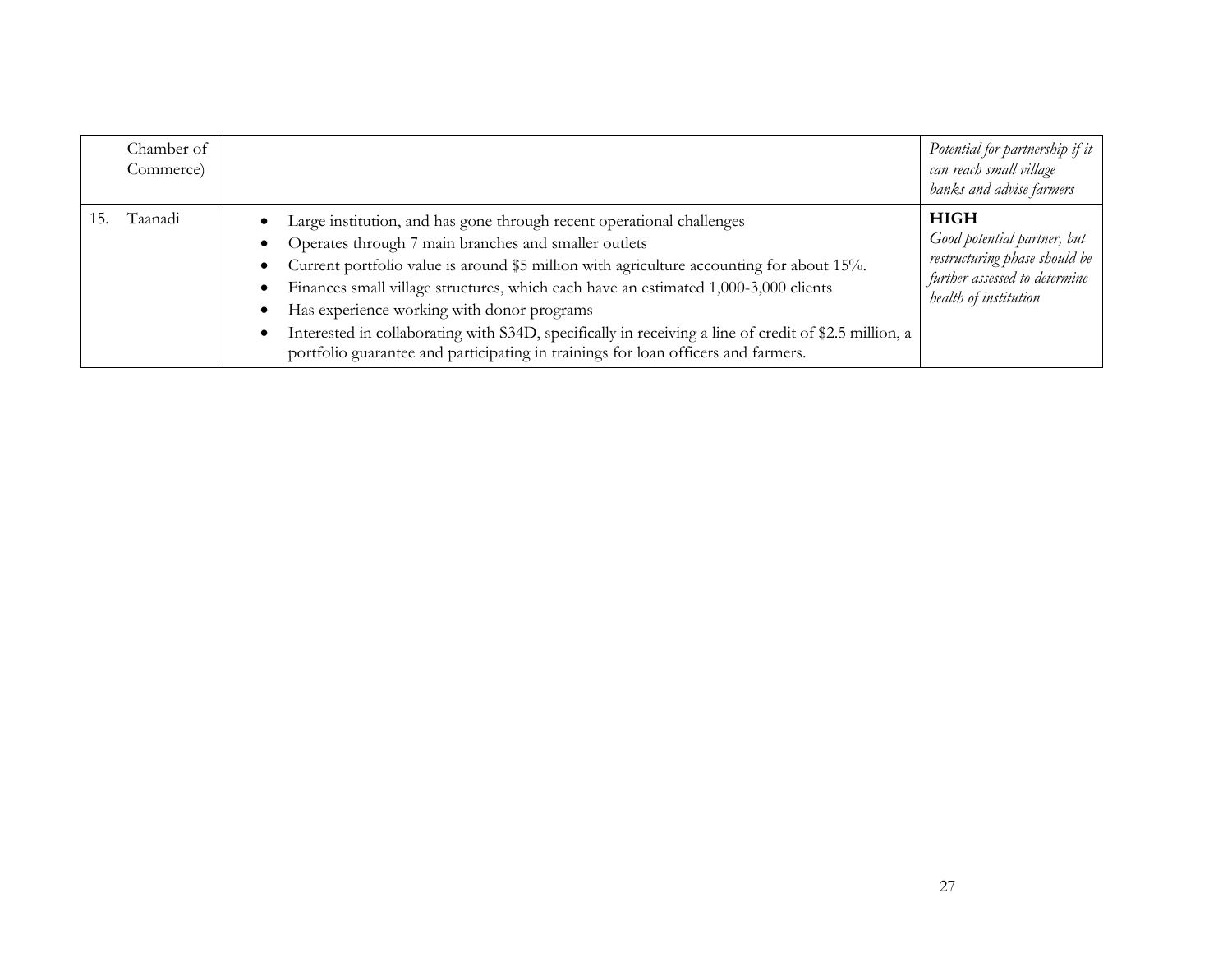| | | |
|---|---|---|
| Chamber of Commerce) | | *Potential for partnership if it can reach small village banks and advise farmers* |
| 15. Taanadi | • Large institution, and has gone through recent operational challenges<br>• Operates through 7 main branches and smaller outlets<br>• Current portfolio value is around $5 million with agriculture accounting for about 15%.<br>• Finances small village structures, which each have an estimated 1,000-3,000 clients<br>• Has experience working with donor programs<br>• Interested in collaborating with S34D, specifically in receiving a line of credit of $2.5 million, a portfolio guarantee and participating in trainings for loan officers and farmers. | **HIGH**<br>*Good potential partner, but restructuring phase should be further assessed to determine health of institution* |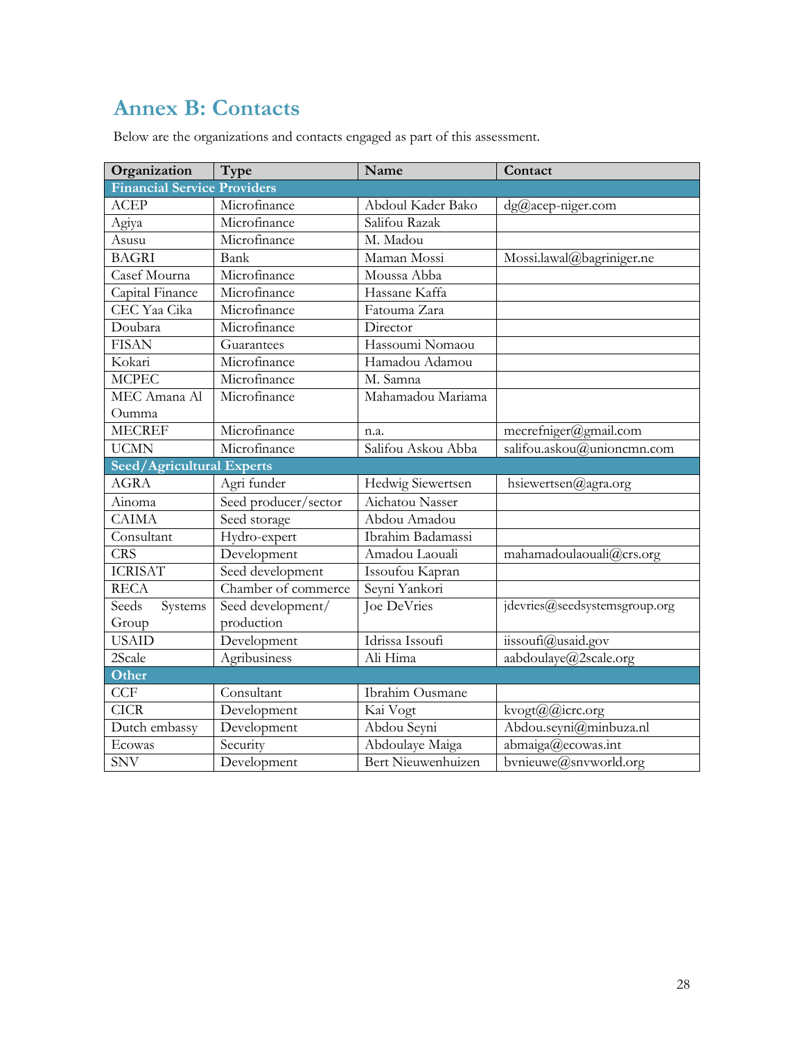# Annex B: Contacts

Below are the organizations and contacts engaged as part of this assessment.

| Organization | Type | Name | Contact |
|---|---|---|---|
| **Financial Service Providers** | | | |
| ACEP | Microfinance | Abdoul Kader Bako | dg@acep-niger.com |
| Agiya | Microfinance | Salifou Razak | |
| Asusu | Microfinance | M. Madou | |
| BAGRI | Bank | Maman Mossi | Mossi.lawal@bagriniger.ne |
| Casef Mourna | Microfinance | Moussa Abba | |
| Capital Finance | Microfinance | Hassane Kaffa | |
| CEC Yaa Cika | Microfinance | Fatouma Zara | |
| Doubara | Microfinance | Director | |
| FISAN | Guarantees | Hassoumi Nomaou | |
| Kokari | Microfinance | Hamadou Adamou | |
| MCPEC | Microfinance | M. Samna | |
| MEC Amana Al Oumma | Microfinance | Mahamadou Mariama | |
| MECREF | Microfinance | n.a. | mecrefniger@gmail.com |
| UCMN | Microfinance | Salifou Askou Abba | salifou.askou@unioncmn.com |
| **Seed/Agricultural Experts** | | | |
| AGRA | Agri funder | Hedwig Siewertsen | hsiewertsen@agra.org |
| Ainoma | Seed producer/sector | Aichatou Nasser | |
| CAIMA | Seed storage | Abdou Amadou | |
| Consultant | Hydro-expert | Ibrahim Badamassi | |
| CRS | Development | Amadou Laouali | mahamadoulaouali@crs.org |
| ICRISAT | Seed development | Issoufou Kapran | |
| RECA | Chamber of commerce | Seyni Yankori | |
| Seeds Systems Group | Seed development/ production | Joe DeVries | jdevries@seedsystemsgroup.org |
| USAID | Development | Idrissa Issoufi | iissoufi@usaid.gov |
| 2Scale | Agribusiness | Ali Hima | aabdoulaye@2scale.org |
| **Other** | | | |
| CCF | Consultant | Ibrahim Ousmane | |
| CICR | Development | Kai Vogt | kvogt@@icrc.org |
| Dutch embassy | Development | Abdou Seyni | Abdou.seyni@minbuza.nl |
| Ecowas | Security | Abdoulaye Maiga | abmaiga@ecowas.int |
| SNV | Development | Bert Nieuwenhuizen | bvnieuwe@snvworld.org |